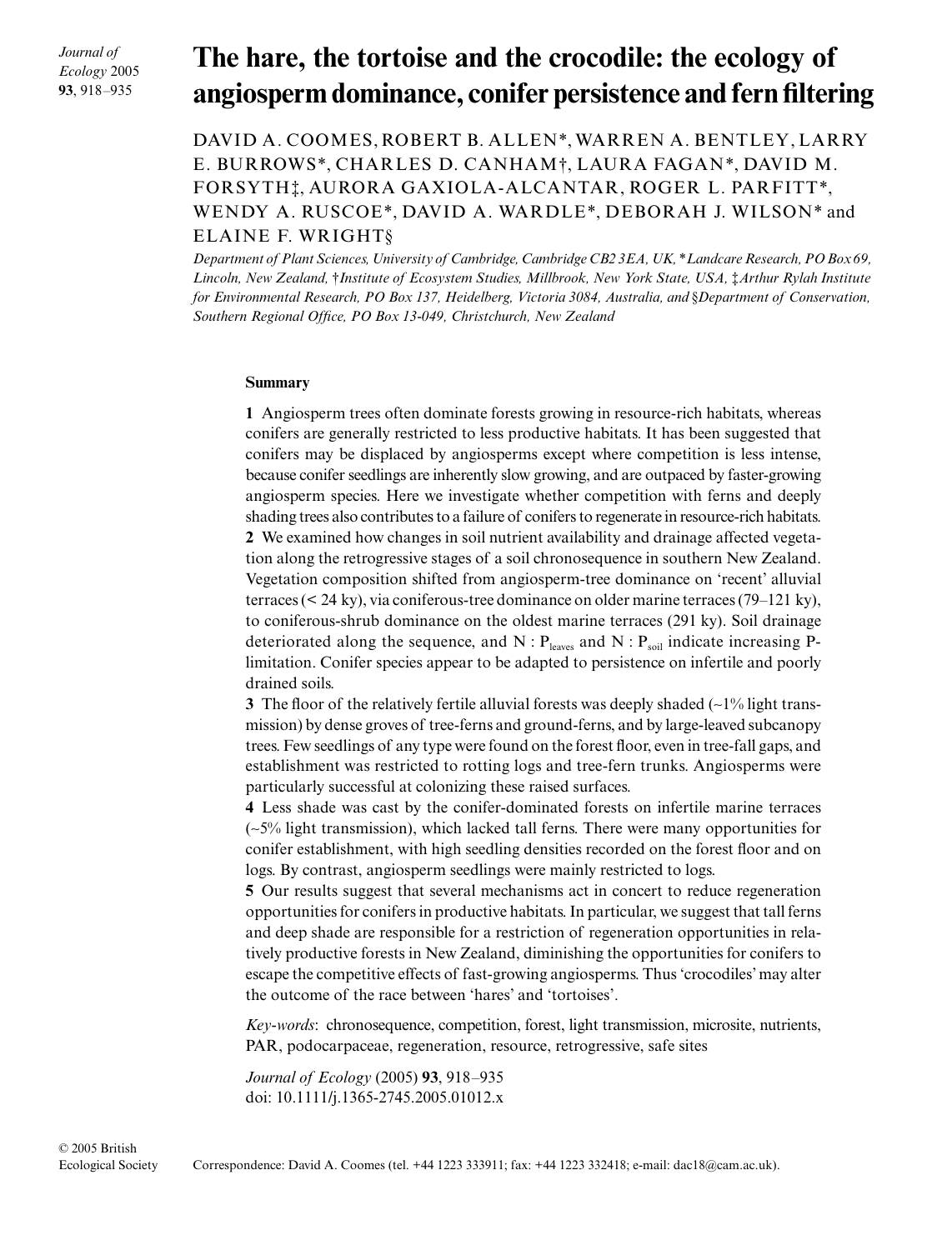# The hare, the tortoise and the crocodile: the ecology of angiosperm dominance, conifer persistence and fern filtering

DAVID A. COOMES, ROBERT B. ALLEN*, WARREN A. BENTLEY, LARRY E. BURROWS*, CHARLES D. CANHAM†, LAURA FAGAN*, DAVID M. FORSYTH‡, AURORA GAXIOLA-ALCANTAR, ROGER L. PARFITT*, WENDY A. RUSCOE*, DAVID A. WARDLE*, DEBORAH J. WILSON* and ELAINE F. WRIGHT§

*Department of Plant Sciences, University of Cambridge, Cambridge CB2 3EA, UK, *Landcare Research, PO Box 69, Lincoln, New Zealand, †Institute of Ecosystem Studies, Millbrook, New York State, USA, ‡Arthur Rylah Institute for Environmental Research, PO Box 137, Heidelberg, Victoria 3084, Australia, and §Department of Conservation, Southern Regional Office, PO Box 13-049, Christchurch, New Zealand*

## Summary

**1** Angiosperm trees often dominate forests growing in resource-rich habitats, whereas conifers are generally restricted to less productive habitats. It has been suggested that conifers may be displaced by angiosperms except where competition is less intense, because conifer seedlings are inherently slow growing, and are outpaced by faster-growing angiosperm species. Here we investigate whether competition with ferns and deeply shading trees also contributes to a failure of conifers to regenerate in resource-rich habitats.

**2** We examined how changes in soil nutrient availability and drainage affected vegetation along the retrogressive stages of a soil chronosequence in southern New Zealand. Vegetation composition shifted from angiosperm-tree dominance on 'recent' alluvial terraces (< 24 ky), via coniferous-tree dominance on older marine terraces (79–121 ky), to coniferous-shrub dominance on the oldest marine terraces (291 ky). Soil drainage deteriorated along the sequence, and N : $P_{leaves}$ and N : $P_{soil}$ indicate increasing P-limitation. Conifer species appear to be adapted to persistence on infertile and poorly drained soils.

**3** The floor of the relatively fertile alluvial forests was deeply shaded (~1% light transmission) by dense groves of tree-ferns and ground-ferns, and by large-leaved subcanopy trees. Few seedlings of any type were found on the forest floor, even in tree-fall gaps, and establishment was restricted to rotting logs and tree-fern trunks. Angiosperms were particularly successful at colonizing these raised surfaces.

**4** Less shade was cast by the conifer-dominated forests on infertile marine terraces (~5% light transmission), which lacked tall ferns. There were many opportunities for conifer establishment, with high seedling densities recorded on the forest floor and on logs. By contrast, angiosperm seedlings were mainly restricted to logs.

**5** Our results suggest that several mechanisms act in concert to reduce regeneration opportunities for conifers in productive habitats. In particular, we suggest that tall ferns and deep shade are responsible for a restriction of regeneration opportunities in relatively productive forests in New Zealand, diminishing the opportunities for conifers to escape the competitive effects of fast-growing angiosperms. Thus 'crocodiles' may alter the outcome of the race between 'hares' and 'tortoises'.

*Key-words*: chronosequence, competition, forest, light transmission, microsite, nutrients, PAR, podocarpaceae, regeneration, resource, retrogressive, safe sites

*Journal of Ecology* (2005) **93**, 918–935
doi: 10.1111/j.1365-2745.2005.01012.x

© 2005 British Ecological Society

Correspondence: David A. Coomes (tel. +44 1223 333911; fax: +44 1223 332418; e-mail: dac18@cam.ac.uk).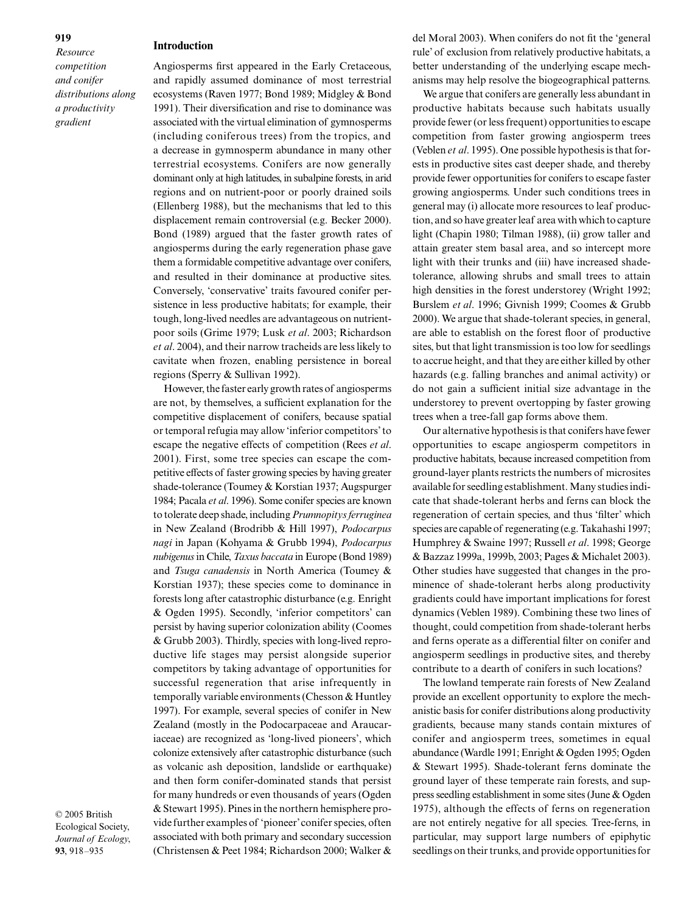## Introduction

Angiosperms first appeared in the Early Cretaceous, and rapidly assumed dominance of most terrestrial ecosystems (Raven 1977; Bond 1989; Midgley & Bond 1991). Their diversification and rise to dominance was associated with the virtual elimination of gymnosperms (including coniferous trees) from the tropics, and a decrease in gymnosperm abundance in many other terrestrial ecosystems. Conifers are now generally dominant only at high latitudes, in subalpine forests, in arid regions and on nutrient-poor or poorly drained soils (Ellenberg 1988), but the mechanisms that led to this displacement remain controversial (e.g. Becker 2000). Bond (1989) argued that the faster growth rates of angiosperms during the early regeneration phase gave them a formidable competitive advantage over conifers, and resulted in their dominance at productive sites. Conversely, 'conservative' traits favoured conifer persistence in less productive habitats; for example, their tough, long-lived needles are advantageous on nutrient-poor soils (Grime 1979; Lusk *et al*. 2003; Richardson *et al*. 2004), and their narrow tracheids are less likely to cavitate when frozen, enabling persistence in boreal regions (Sperry & Sullivan 1992).

However, the faster early growth rates of angiosperms are not, by themselves, a sufficient explanation for the competitive displacement of conifers, because spatial or temporal refugia may allow 'inferior competitors' to escape the negative effects of competition (Rees *et al*. 2001). First, some tree species can escape the competitive effects of faster growing species by having greater shade-tolerance (Toumey & Korstian 1937; Augspurger 1984; Pacala *et al*. 1996). Some conifer species are known to tolerate deep shade, including *Prumnopitys ferruginea* in New Zealand (Brodribb & Hill 1997), *Podocarpus nagi* in Japan (Kohyama & Grubb 1994), *Podocarpus nubigenus* in Chile, *Taxus baccata* in Europe (Bond 1989) and *Tsuga canadensis* in North America (Toumey & Korstian 1937); these species come to dominance in forests long after catastrophic disturbance (e.g. Enright & Ogden 1995). Secondly, 'inferior competitors' can persist by having superior colonization ability (Coomes & Grubb 2003). Thirdly, species with long-lived reproductive life stages may persist alongside superior competitors by taking advantage of opportunities for successful regeneration that arise infrequently in temporally variable environments (Chesson & Huntley 1997). For example, several species of conifer in New Zealand (mostly in the Podocarpaceae and Araucariaceae) are recognized as 'long-lived pioneers', which colonize extensively after catastrophic disturbance (such as volcanic ash deposition, landslide or earthquake) and then form conifer-dominated stands that persist for many hundreds or even thousands of years (Ogden & Stewart 1995). Pines in the northern hemisphere provide further examples of 'pioneer' conifer species, often associated with both primary and secondary succession (Christensen & Peet 1984; Richardson 2000; Walker & del Moral 2003). When conifers do not fit the 'general rule' of exclusion from relatively productive habitats, a better understanding of the underlying escape mechanisms may help resolve the biogeographical patterns.

We argue that conifers are generally less abundant in productive habitats because such habitats usually provide fewer (or less frequent) opportunities to escape competition from faster growing angiosperm trees (Veblen *et al*. 1995). One possible hypothesis is that forests in productive sites cast deeper shade, and thereby provide fewer opportunities for conifers to escape faster growing angiosperms. Under such conditions trees in general may (i) allocate more resources to leaf production, and so have greater leaf area with which to capture light (Chapin 1980; Tilman 1988), (ii) grow taller and attain greater stem basal area, and so intercept more light with their trunks and (iii) have increased shade-tolerance, allowing shrubs and small trees to attain high densities in the forest understorey (Wright 1992; Burslem *et al*. 1996; Givnish 1999; Coomes & Grubb 2000). We argue that shade-tolerant species, in general, are able to establish on the forest floor of productive sites, but that light transmission is too low for seedlings to accrue height, and that they are either killed by other hazards (e.g. falling branches and animal activity) or do not gain a sufficient initial size advantage in the understorey to prevent overtopping by faster growing trees when a tree-fall gap forms above them.

Our alternative hypothesis is that conifers have fewer opportunities to escape angiosperm competitors in productive habitats, because increased competition from ground-layer plants restricts the numbers of microsites available for seedling establishment. Many studies indicate that shade-tolerant herbs and ferns can block the regeneration of certain species, and thus 'filter' which species are capable of regenerating (e.g. Takahashi 1997; Humphrey & Swaine 1997; Russell *et al*. 1998; George & Bazzaz 1999a, 1999b, 2003; Pages & Michalet 2003). Other studies have suggested that changes in the prominence of shade-tolerant herbs along productivity gradients could have important implications for forest dynamics (Veblen 1989). Combining these two lines of thought, could competition from shade-tolerant herbs and ferns operate as a differential filter on conifer and angiosperm seedlings in productive sites, and thereby contribute to a dearth of conifers in such locations?

The lowland temperate rain forests of New Zealand provide an excellent opportunity to explore the mechanistic basis for conifer distributions along productivity gradients, because many stands contain mixtures of conifer and angiosperm trees, sometimes in equal abundance (Wardle 1991; Enright & Ogden 1995; Ogden & Stewart 1995). Shade-tolerant ferns dominate the ground layer of these temperate rain forests, and suppress seedling establishment in some sites (June & Ogden 1975), although the effects of ferns on regeneration are not entirely negative for all species. Tree-ferns, in particular, may support large numbers of epiphytic seedlings on their trunks, and provide opportunities for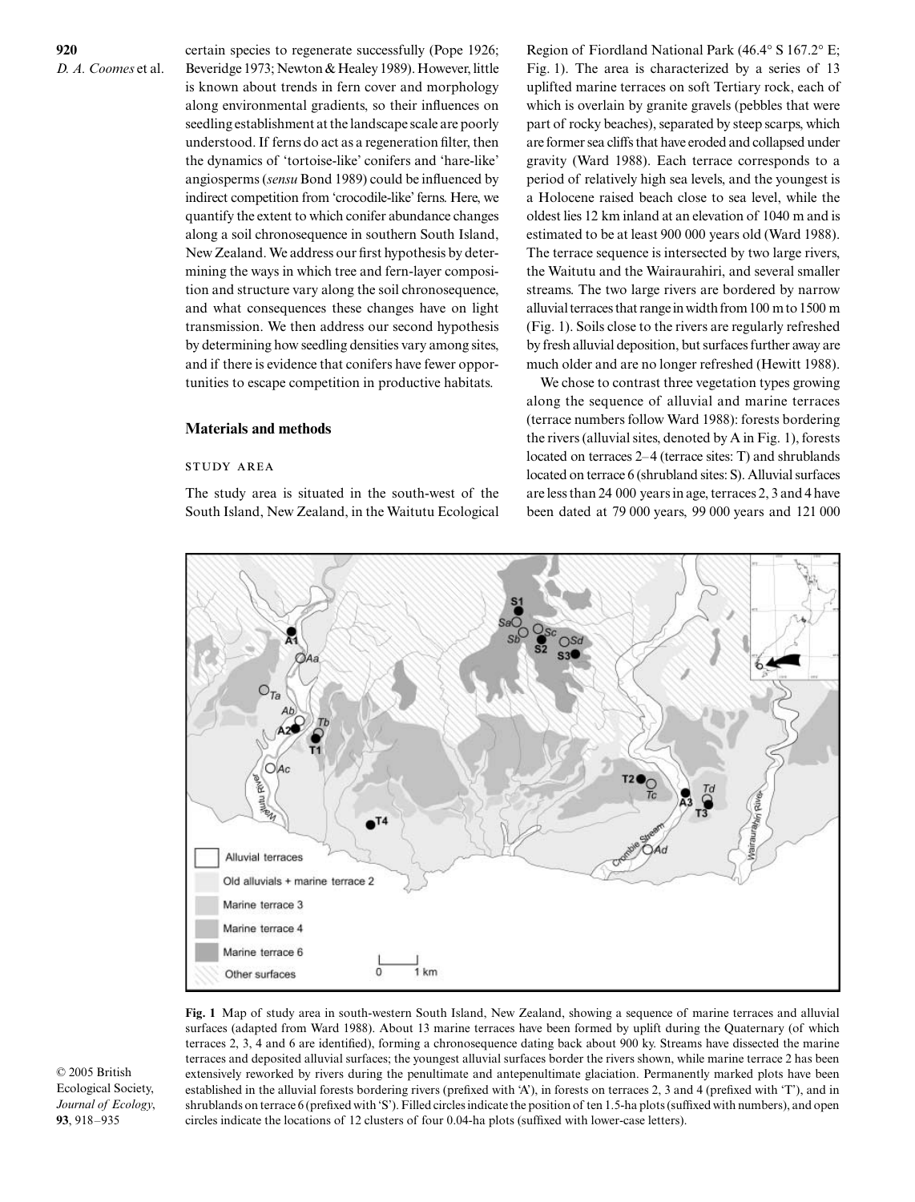certain species to regenerate successfully (Pope 1926; Beveridge 1973; Newton & Healey 1989). However, little is known about trends in fern cover and morphology along environmental gradients, so their influences on seedling establishment at the landscape scale are poorly understood. If ferns do act as a regeneration filter, then the dynamics of 'tortoise-like' conifers and 'hare-like' angiosperms (*sensu* Bond 1989) could be influenced by indirect competition from 'crocodile-like' ferns. Here, we quantify the extent to which conifer abundance changes along a soil chronosequence in southern South Island, New Zealand. We address our first hypothesis by determining the ways in which tree and fern-layer composition and structure vary along the soil chronosequence, and what consequences these changes have on light transmission. We then address our second hypothesis by determining how seedling densities vary among sites, and if there is evidence that conifers have fewer opportunities to escape competition in productive habitats.

## Materials and methods

### Study area

The study area is situated in the south-west of the South Island, New Zealand, in the Waitutu Ecological Region of Fiordland National Park (46.4° S 167.2° E; Fig. 1). The area is characterized by a series of 13 uplifted marine terraces on soft Tertiary rock, each of which is overlain by granite gravels (pebbles that were part of rocky beaches), separated by steep scarps, which are former sea cliffs that have eroded and collapsed under gravity (Ward 1988). Each terrace corresponds to a period of relatively high sea levels, and the youngest is a Holocene raised beach close to sea level, while the oldest lies 12 km inland at an elevation of 1040 m and is estimated to be at least 900 000 years old (Ward 1988). The terrace sequence is intersected by two large rivers, the Waitutu and the Wairaurahiri, and several smaller streams. The two large rivers are bordered by narrow alluvial terraces that range in width from 100 m to 1500 m (Fig. 1). Soils close to the rivers are regularly refreshed by fresh alluvial deposition, but surfaces further away are much older and are no longer refreshed (Hewitt 1988).

We chose to contrast three vegetation types growing along the sequence of alluvial and marine terraces (terrace numbers follow Ward 1988): forests bordering the rivers (alluvial sites, denoted by A in Fig. 1), forests located on terraces 2–4 (terrace sites: T) and shrublands located on terrace 6 (shrubland sites: S). Alluvial surfaces are less than 24 000 years in age, terraces 2, 3 and 4 have been dated at 79 000 years, 99 000 years and 121 000

**Fig. 1** Map of study area in south-western South Island, New Zealand, showing a sequence of marine terraces and alluvial surfaces (adapted from Ward 1988). About 13 marine terraces have been formed by uplift during the Quaternary (of which terraces 2, 3, 4 and 6 are identified), forming a chronosequence dating back about 900 ky. Streams have dissected the marine terraces and deposited alluvial surfaces; the youngest alluvial surfaces border the rivers shown, while marine terrace 2 has been extensively reworked by rivers during the penultimate and antepenultimate glaciation. Permanently marked plots have been established in the alluvial forests bordering rivers (prefixed with 'A'), in forests on terraces 2, 3 and 4 (prefixed with 'T'), and in shrublands on terrace 6 (prefixed with 'S'). Filled circles indicate the position of ten 1.5-ha plots (suffixed with numbers), and open circles indicate the locations of 12 clusters of four 0.04-ha plots (suffixed with lower-case letters).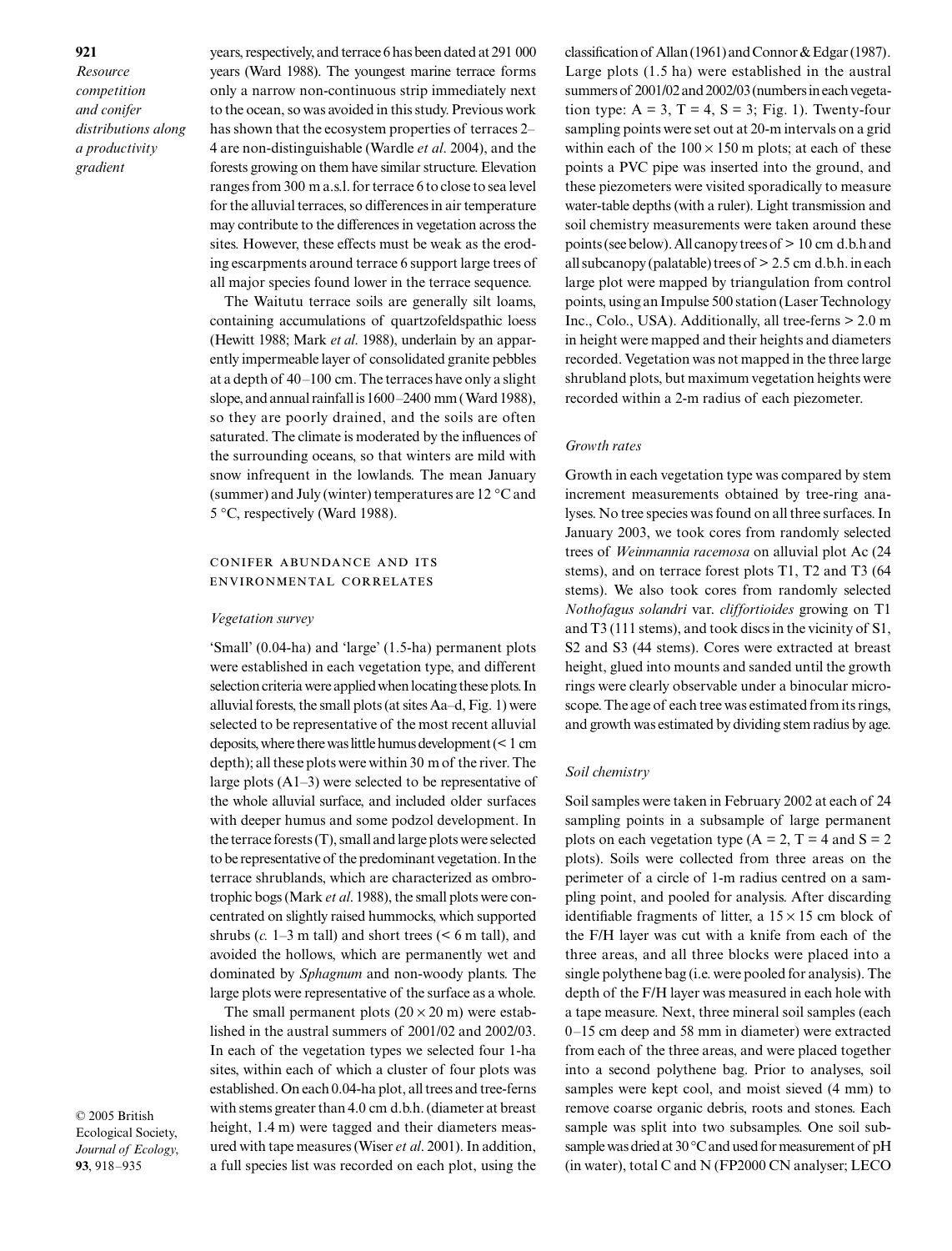years, respectively, and terrace 6 has been dated at 291 000 years (Ward 1988). The youngest marine terrace forms only a narrow non-continuous strip immediately next to the ocean, so was avoided in this study. Previous work has shown that the ecosystem properties of terraces 2–4 are non-distinguishable (Wardle *et al*. 2004), and the forests growing on them have similar structure. Elevation ranges from 300 m a.s.l. for terrace 6 to close to sea level for the alluvial terraces, so differences in air temperature may contribute to the differences in vegetation across the sites. However, these effects must be weak as the eroding escarpments around terrace 6 support large trees of all major species found lower in the terrace sequence.

The Waitutu terrace soils are generally silt loams, containing accumulations of quartzofeldspathic loess (Hewitt 1988; Mark *et al*. 1988), underlain by an apparently impermeable layer of consolidated granite pebbles at a depth of 40–100 cm. The terraces have only a slight slope, and annual rainfall is 1600–2400 mm (Ward 1988), so they are poorly drained, and the soils are often saturated. The climate is moderated by the influences of the surrounding oceans, so that winters are mild with snow infrequent in the lowlands. The mean January (summer) and July (winter) temperatures are 12 °C and 5 °C, respectively (Ward 1988).

## Conifer abundance and its environmental correlates

### *Vegetation survey*

'Small' (0.04-ha) and 'large' (1.5-ha) permanent plots were established in each vegetation type, and different selection criteria were applied when locating these plots. In alluvial forests, the small plots (at sites Aa–d, Fig. 1) were selected to be representative of the most recent alluvial deposits, where there was little humus development (< 1 cm depth); all these plots were within 30 m of the river. The large plots (A1–3) were selected to be representative of the whole alluvial surface, and included older surfaces with deeper humus and some podzol development. In the terrace forests (T), small and large plots were selected to be representative of the predominant vegetation. In the terrace shrublands, which are characterized as ombrotrophic bogs (Mark *et al*. 1988), the small plots were concentrated on slightly raised hummocks, which supported shrubs (*c.* 1–3 m tall) and short trees (< 6 m tall), and avoided the hollows, which are permanently wet and dominated by *Sphagnum* and non-woody plants. The large plots were representative of the surface as a whole.

The small permanent plots (20 × 20 m) were established in the austral summers of 2001/02 and 2002/03. In each of the vegetation types we selected four 1-ha sites, within each of which a cluster of four plots was established. On each 0.04-ha plot, all trees and tree-ferns with stems greater than 4.0 cm d.b.h. (diameter at breast height, 1.4 m) were tagged and their diameters measured with tape measures (Wiser *et al*. 2001). In addition, a full species list was recorded on each plot, using the classification of Allan (1961) and Connor & Edgar (1987). Large plots (1.5 ha) were established in the austral summers of 2001/02 and 2002/03 (numbers in each vegetation type: A = 3, T = 4, S = 3; Fig. 1). Twenty-four sampling points were set out at 20-m intervals on a grid within each of the 100 × 150 m plots; at each of these points a PVC pipe was inserted into the ground, and these piezometers were visited sporadically to measure water-table depths (with a ruler). Light transmission and soil chemistry measurements were taken around these points (see below). All canopy trees of > 10 cm d.b.h and all subcanopy (palatable) trees of > 2.5 cm d.b.h. in each large plot were mapped by triangulation from control points, using an Impulse 500 station (Laser Technology Inc., Colo., USA). Additionally, all tree-ferns > 2.0 m in height were mapped and their heights and diameters recorded. Vegetation was not mapped in the three large shrubland plots, but maximum vegetation heights were recorded within a 2-m radius of each piezometer.

### *Growth rates*

Growth in each vegetation type was compared by stem increment measurements obtained by tree-ring analyses. No tree species was found on all three surfaces. In January 2003, we took cores from randomly selected trees of *Weinmannia racemosa* on alluvial plot Ac (24 stems), and on terrace forest plots T1, T2 and T3 (64 stems). We also took cores from randomly selected *Nothofagus solandri* var. *cliffortioides* growing on T1 and T3 (111 stems), and took discs in the vicinity of S1, S2 and S3 (44 stems). Cores were extracted at breast height, glued into mounts and sanded until the growth rings were clearly observable under a binocular microscope. The age of each tree was estimated from its rings, and growth was estimated by dividing stem radius by age.

### *Soil chemistry*

Soil samples were taken in February 2002 at each of 24 sampling points in a subsample of large permanent plots on each vegetation type (A = 2, T = 4 and S = 2 plots). Soils were collected from three areas on the perimeter of a circle of 1-m radius centred on a sampling point, and pooled for analysis. After discarding identifiable fragments of litter, a 15 × 15 cm block of the F/H layer was cut with a knife from each of the three areas, and all three blocks were placed into a single polythene bag (i.e. were pooled for analysis). The depth of the F/H layer was measured in each hole with a tape measure. Next, three mineral soil samples (each 0–15 cm deep and 58 mm in diameter) were extracted from each of the three areas, and were placed together into a second polythene bag. Prior to analyses, soil samples were kept cool, and moist sieved (4 mm) to remove coarse organic debris, roots and stones. Each sample was split into two subsamples. One soil subsample was dried at 30 °C and used for measurement of pH (in water), total C and N (FP2000 CN analyser; LECO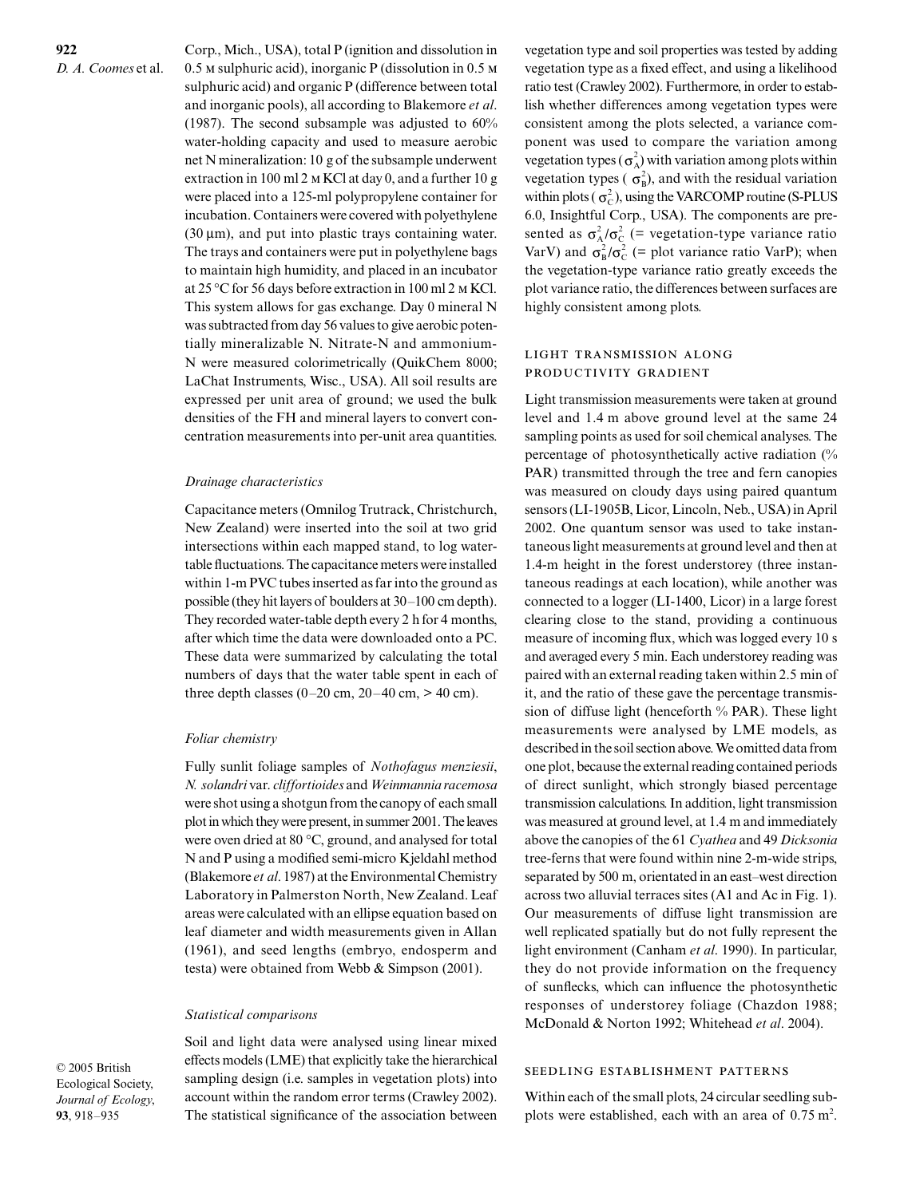Corp., Mich., USA), total P (ignition and dissolution in 0.5 M sulphuric acid), inorganic P (dissolution in 0.5 M sulphuric acid) and organic P (difference between total and inorganic pools), all according to Blakemore *et al*. (1987). The second subsample was adjusted to 60% water-holding capacity and used to measure aerobic net N mineralization: 10 g of the subsample underwent extraction in 100 ml 2 M KCl at day 0, and a further 10 g were placed into a 125-ml polypropylene container for incubation. Containers were covered with polyethylene (30 µm), and put into plastic trays containing water. The trays and containers were put in polyethylene bags to maintain high humidity, and placed in an incubator at 25 °C for 56 days before extraction in 100 ml 2 M KCl. This system allows for gas exchange. Day 0 mineral N was subtracted from day 56 values to give aerobic potentially mineralizable N. Nitrate-N and ammonium-N were measured colorimetrically (QuikChem 8000; LaChat Instruments, Wisc., USA). All soil results are expressed per unit area of ground; we used the bulk densities of the FH and mineral layers to convert concentration measurements into per-unit area quantities.

### *Drainage characteristics*

Capacitance meters (Omnilog Trutrack, Christchurch, New Zealand) were inserted into the soil at two grid intersections within each mapped stand, to log water-table fluctuations. The capacitance meters were installed within 1-m PVC tubes inserted as far into the ground as possible (they hit layers of boulders at 30–100 cm depth). They recorded water-table depth every 2 h for 4 months, after which time the data were downloaded onto a PC. These data were summarized by calculating the total numbers of days that the water table spent in each of three depth classes (0–20 cm, 20–40 cm, > 40 cm).

### *Foliar chemistry*

Fully sunlit foliage samples of *Nothofagus menziesii*, *N. solandri* var. *cliffortioides* and *Weinmannia racemosa* were shot using a shotgun from the canopy of each small plot in which they were present, in summer 2001. The leaves were oven dried at 80 °C, ground, and analysed for total N and P using a modified semi-micro Kjeldahl method (Blakemore *et al*. 1987) at the Environmental Chemistry Laboratory in Palmerston North, New Zealand. Leaf areas were calculated with an ellipse equation based on leaf diameter and width measurements given in Allan (1961), and seed lengths (embryo, endosperm and testa) were obtained from Webb & Simpson (2001).

### *Statistical comparisons*

Soil and light data were analysed using linear mixed effects models (LME) that explicitly take the hierarchical sampling design (i.e. samples in vegetation plots) into account within the random error terms (Crawley 2002). The statistical significance of the association between vegetation type and soil properties was tested by adding vegetation type as a fixed effect, and using a likelihood ratio test (Crawley 2002). Furthermore, in order to establish whether differences among vegetation types were consistent among the plots selected, a variance component was used to compare the variation among vegetation types ($\sigma^2_A$) with variation among plots within vegetation types ($\sigma^2_B$), and with the residual variation within plots ($\sigma^2_C$), using the VARCOMP routine (S-PLUS 6.0, Insightful Corp., USA). The components are presented as $\sigma^2_A/\sigma^2_C$ (= vegetation-type variance ratio VarV) and $\sigma^2_B/\sigma^2_C$ (= plot variance ratio VarP); when the vegetation-type variance ratio greatly exceeds the plot variance ratio, the differences between surfaces are highly consistent among plots.

## LIGHT TRANSMISSION ALONG PRODUCTIVITY GRADIENT

Light transmission measurements were taken at ground level and 1.4 m above ground level at the same 24 sampling points as used for soil chemical analyses. The percentage of photosynthetically active radiation (% PAR) transmitted through the tree and fern canopies was measured on cloudy days using paired quantum sensors (LI-1905B, Licor, Lincoln, Neb., USA) in April 2002. One quantum sensor was used to take instantaneous light measurements at ground level and then at 1.4-m height in the forest understorey (three instantaneous readings at each location), while another was connected to a logger (LI-1400, Licor) in a large forest clearing close to the stand, providing a continuous measure of incoming flux, which was logged every 10 s and averaged every 5 min. Each understorey reading was paired with an external reading taken within 2.5 min of it, and the ratio of these gave the percentage transmission of diffuse light (henceforth % PAR). These light measurements were analysed by LME models, as described in the soil section above. We omitted data from one plot, because the external reading contained periods of direct sunlight, which strongly biased percentage transmission calculations. In addition, light transmission was measured at ground level, at 1.4 m and immediately above the canopies of the 61 *Cyathea* and 49 *Dicksonia* tree-ferns that were found within nine 2-m-wide strips, separated by 500 m, orientated in an east–west direction across two alluvial terraces sites (A1 and Ac in Fig. 1). Our measurements of diffuse light transmission are well replicated spatially but do not fully represent the light environment (Canham *et al*. 1990). In particular, they do not provide information on the frequency of sunflecks, which can influence the photosynthetic responses of understorey foliage (Chazdon 1988; McDonald & Norton 1992; Whitehead *et al*. 2004).

## SEEDLING ESTABLISHMENT PATTERNS

Within each of the small plots, 24 circular seedling subplots were established, each with an area of 0.75 m$^2$.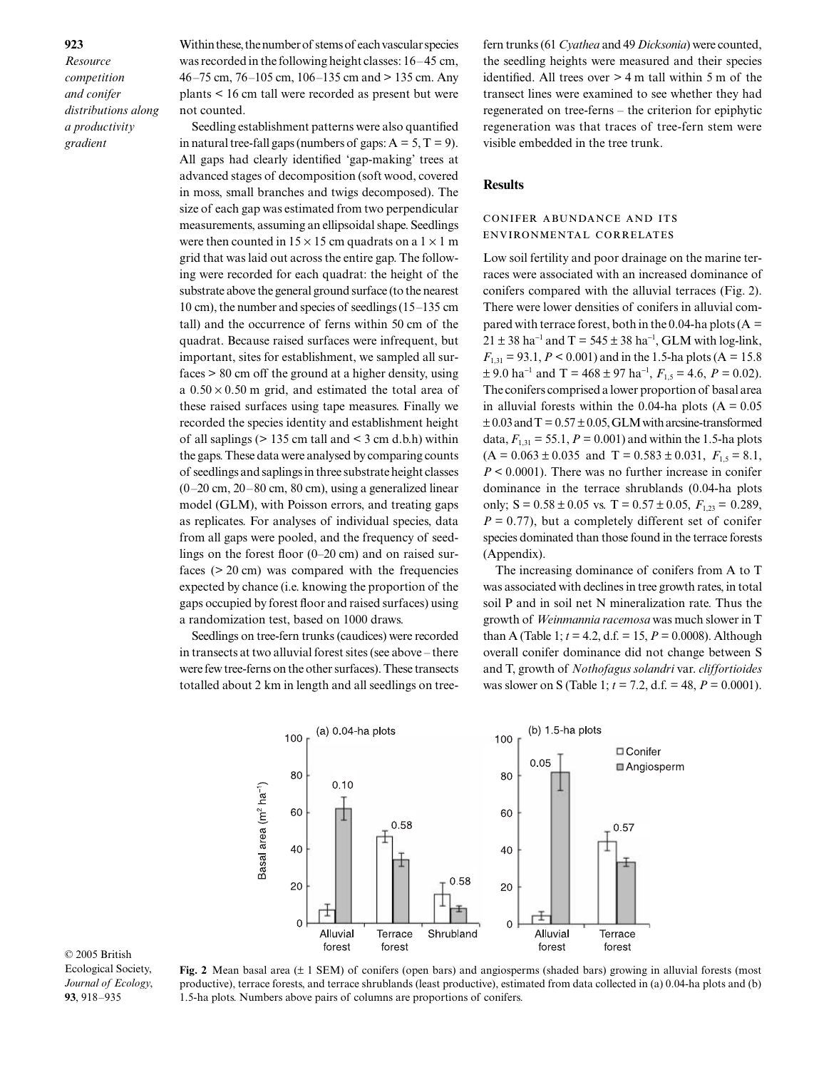Within these, the number of stems of each vascular species was recorded in the following height classes: 16–45 cm, 46–75 cm, 76–105 cm, 106–135 cm and > 135 cm. Any plants < 16 cm tall were recorded as present but were not counted.

Seedling establishment patterns were also quantified in natural tree-fall gaps (numbers of gaps: A = 5, T = 9). All gaps had clearly identified 'gap-making' trees at advanced stages of decomposition (soft wood, covered in moss, small branches and twigs decomposed). The size of each gap was estimated from two perpendicular measurements, assuming an ellipsoidal shape. Seedlings were then counted in $15 \times 15$ cm quadrats on a $1 \times 1$ m grid that was laid out across the entire gap. The following were recorded for each quadrat: the height of the substrate above the general ground surface (to the nearest 10 cm), the number and species of seedlings (15–135 cm tall) and the occurrence of ferns within 50 cm of the quadrat. Because raised surfaces were infrequent, but important, sites for establishment, we sampled all surfaces > 80 cm off the ground at a higher density, using a $0.50 \times 0.50$ m grid, and estimated the total area of these raised surfaces using tape measures. Finally we recorded the species identity and establishment height of all saplings (> 135 cm tall and < 3 cm d.b.h) within the gaps. These data were analysed by comparing counts of seedlings and saplings in three substrate height classes (0–20 cm, 20–80 cm, 80 cm), using a generalized linear model (GLM), with Poisson errors, and treating gaps as replicates. For analyses of individual species, data from all gaps were pooled, and the frequency of seedlings on the forest floor (0–20 cm) and on raised surfaces (> 20 cm) was compared with the frequencies expected by chance (i.e. knowing the proportion of the gaps occupied by forest floor and raised surfaces) using a randomization test, based on 1000 draws.

Seedlings on tree-fern trunks (caudices) were recorded in transects at two alluvial forest sites (see above – there were few tree-ferns on the other surfaces). These transects totalled about 2 km in length and all seedlings on tree-fern trunks (61 *Cyathea* and 49 *Dicksonia*) were counted, the seedling heights were measured and their species identified. All trees over > 4 m tall within 5 m of the transect lines were examined to see whether they had regenerated on tree-ferns – the criterion for epiphytic regeneration was that traces of tree-fern stem were visible embedded in the tree trunk.

## Results

### Conifer abundance and its environmental correlates

Low soil fertility and poor drainage on the marine terraces were associated with an increased dominance of conifers compared with the alluvial terraces (Fig. 2). There were lower densities of conifers in alluvial compared with terrace forest, both in the 0.04-ha plots (A = 21 ± 38 ha$^{-1}$ and T = 545 ± 38 ha$^{-1}$, GLM with log-link, $F_{1,31} = 93.1$, $P < 0.001$) and in the 1.5-ha plots (A = 15.8 ± 9.0 ha$^{-1}$ and T = 468 ± 97 ha$^{-1}$, $F_{1,5} = 4.6$, $P = 0.02$). The conifers comprised a lower proportion of basal area in alluvial forests within the 0.04-ha plots (A = 0.05 ± 0.03 and T = 0.57 ± 0.05, GLM with arcsine-transformed data, $F_{1,31} = 55.1$, $P = 0.001$) and within the 1.5-ha plots (A = 0.063 ± 0.035 and T = 0.583 ± 0.031, $F_{1,5} = 8.1$, $P < 0.0001$). There was no further increase in conifer dominance in the terrace shrublands (0.04-ha plots only; S = 0.58 ± 0.05 vs. T = 0.57 ± 0.05, $F_{1,23} = 0.289$, $P = 0.77$), but a completely different set of conifer species dominated than those found in the terrace forests (Appendix).

The increasing dominance of conifers from A to T was associated with declines in tree growth rates, in total soil P and in soil net N mineralization rate. Thus the growth of *Weinmannia racemosa* was much slower in T than A (Table 1; $t = 4.2$, d.f. = 15, $P = 0.0008$). Although overall conifer dominance did not change between S and T, growth of *Nothofagus solandri* var. *cliffortioides* was slower on S (Table 1; $t = 7.2$, d.f. = 48, $P = 0.0001$).

**Fig. 2** Mean basal area (± 1 SEM) of conifers (open bars) and angiosperms (shaded bars) growing in alluvial forests (most productive), terrace forests, and terrace shrublands (least productive), estimated from data collected in (a) 0.04-ha plots and (b) 1.5-ha plots. Numbers above pairs of columns are proportions of conifers.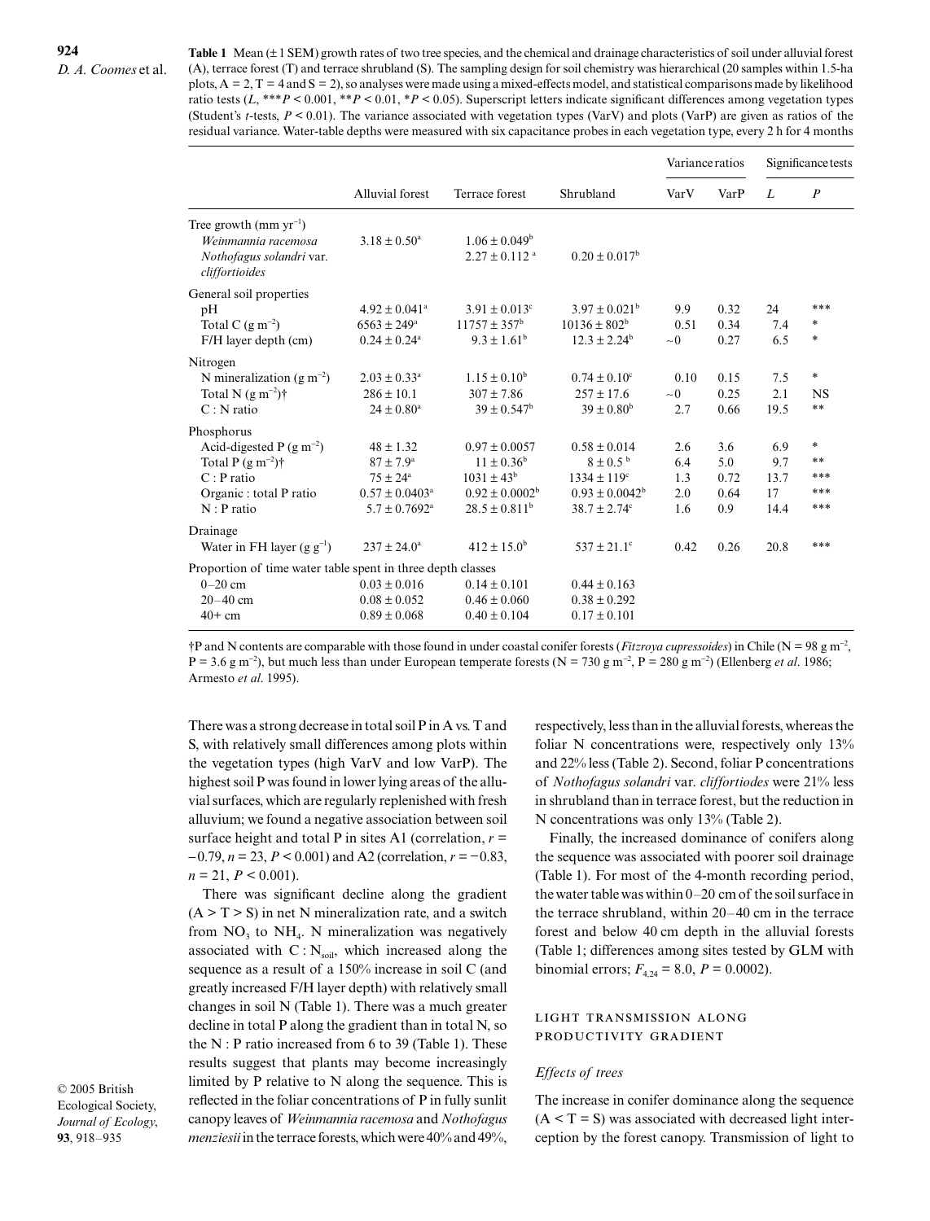**Table 1** Mean (± 1 SEM) growth rates of two tree species, and the chemical and drainage characteristics of soil under alluvial forest (A), terrace forest (T) and terrace shrubland (S). The sampling design for soil chemistry was hierarchical (20 samples within 1.5-ha plots, A = 2, T = 4 and S = 2), so analyses were made using a mixed-effects model, and statistical comparisons made by likelihood ratio tests ($L$, \*\*\*$P < 0.001$, \*\*$P < 0.01$, \*$P < 0.05$). Superscript letters indicate significant differences among vegetation types (Student's $t$-tests, $P < 0.01$). The variance associated with vegetation types (VarV) and plots (VarP) are given as ratios of the residual variance. Water-table depths were measured with six capacitance probes in each vegetation type, every 2 h for 4 months

| | Alluvial forest | Terrace forest | Shrubland | Variance ratios | | Significance tests | |
|---|---|---|---|---|---|---|---|
| | | | | VarV | VarP | $L$ | $P$ |
| **Tree growth (mm yr$^{-1}$)** | | | | | | | |
| *Weinmannia racemosa* | $3.18 \pm 0.50^a$ | $1.06 \pm 0.049^b$ | | | | | |
| *Nothofagus solandri* var. *cliffortioides* | | $2.27 \pm 0.112^a$ | $0.20 \pm 0.017^b$ | | | | |
| **General soil properties** | | | | | | | |
| pH | $4.92 \pm 0.041^a$ | $3.91 \pm 0.013^c$ | $3.97 \pm 0.021^b$ | 9.9 | 0.32 | 24 | \*\*\* |
| Total C (g m$^{-2}$) | $6563 \pm 249^a$ | $11757 \pm 357^b$ | $10136 \pm 802^b$ | 0.51 | 0.34 | 7.4 | \* |
| F/H layer depth (cm) | $0.24 \pm 0.24^a$ | $9.3 \pm 1.61^b$ | $12.3 \pm 2.24^b$ | ~0 | 0.27 | 6.5 | \* |
| **Nitrogen** | | | | | | | |
| N mineralization (g m$^{-2}$) | $2.03 \pm 0.33^a$ | $1.15 \pm 0.10^b$ | $0.74 \pm 0.10^c$ | 0.10 | 0.15 | 7.5 | \* |
| Total N (g m$^{-2}$)† | $286 \pm 10.1$ | $307 \pm 7.86$ | $257 \pm 17.6$ | ~0 | 0.25 | 2.1 | NS |
| C : N ratio | $24 \pm 0.80^a$ | $39 \pm 0.547^b$ | $39 \pm 0.80^b$ | 2.7 | 0.66 | 19.5 | \*\* |
| **Phosphorus** | | | | | | | |
| Acid-digested P (g m$^{-2}$) | $48 \pm 1.32$ | $0.97 \pm 0.0057$ | $0.58 \pm 0.014$ | 2.6 | 3.6 | 6.9 | \* |
| Total P (g m$^{-2}$)† | $87 \pm 7.9^a$ | $11 \pm 0.36^b$ | $8 \pm 0.5^b$ | 6.4 | 5.0 | 9.7 | \*\* |
| C : P ratio | $75 \pm 24^a$ | $1031 \pm 43^b$ | $1334 \pm 119^c$ | 1.3 | 0.72 | 13.7 | \*\*\* |
| Organic : total P ratio | $0.57 \pm 0.0403^a$ | $0.92 \pm 0.0002^b$ | $0.93 \pm 0.0042^b$ | 2.0 | 0.64 | 17 | \*\*\* |
| N : P ratio | $5.7 \pm 0.7692^a$ | $28.5 \pm 0.811^b$ | $38.7 \pm 2.74^c$ | 1.6 | 0.9 | 14.4 | \*\*\* |
| **Drainage** | | | | | | | |
| Water in FH layer (g g$^{-1}$) | $237 \pm 24.0^a$ | $412 \pm 15.0^b$ | $537 \pm 21.1^c$ | 0.42 | 0.26 | 20.8 | \*\*\* |
| **Proportion of time water table spent in three depth classes** | | | | | | | |
| 0–20 cm | $0.03 \pm 0.016$ | $0.14 \pm 0.101$ | $0.44 \pm 0.163$ | | | | |
| 20–40 cm | $0.08 \pm 0.052$ | $0.46 \pm 0.060$ | $0.38 \pm 0.292$ | | | | |
| 40+ cm | $0.89 \pm 0.068$ | $0.40 \pm 0.104$ | $0.17 \pm 0.101$ | | | | |

†P and N contents are comparable with those found in under coastal conifer forests (*Fitzroya cupressoides*) in Chile (N = 98 g m$^{-2}$, P = 3.6 g m$^{-2}$), but much less than under European temperate forests (N = 730 g m$^{-2}$, P = 280 g m$^{-2}$) (Ellenberg *et al*. 1986; Armesto *et al*. 1995).

There was a strong decrease in total soil P in A vs. T and S, with relatively small differences among plots within the vegetation types (high VarV and low VarP). The highest soil P was found in lower lying areas of the alluvial surfaces, which are regularly replenished with fresh alluvium; we found a negative association between soil surface height and total P in sites A1 (correlation, $r = -0.79$, $n = 23$, $P < 0.001$) and A2 (correlation, $r = -0.83$, $n = 21$, $P < 0.001$).

There was significant decline along the gradient (A > T > S) in net N mineralization rate, and a switch from $NO_3$ to $NH_4$. N mineralization was negatively associated with C : N$_{soil}$, which increased along the sequence as a result of a 150% increase in soil C (and greatly increased F/H layer depth) with relatively small changes in soil N (Table 1). There was a much greater decline in total P along the gradient than in total N, so the N : P ratio increased from 6 to 39 (Table 1). These results suggest that plants may become increasingly limited by P relative to N along the sequence. This is reflected in the foliar concentrations of P in fully sunlit canopy leaves of *Weinmannia racemosa* and *Nothofagus menziesii* in the terrace forests, which were 40% and 49%, respectively, less than in the alluvial forests, whereas the foliar N concentrations were, respectively only 13% and 22% less (Table 2). Second, foliar P concentrations of *Nothofagus solandri* var. *cliffortiodes* were 21% less in shrubland than in terrace forest, but the reduction in N concentrations was only 13% (Table 2).

Finally, the increased dominance of conifers along the sequence was associated with poorer soil drainage (Table 1). For most of the 4-month recording period, the water table was within 0–20 cm of the soil surface in the terrace shrubland, within 20–40 cm in the terrace forest and below 40 cm depth in the alluvial forests (Table 1; differences among sites tested by GLM with binomial errors; $F_{4,24} = 8.0$, $P = 0.0002$).

## Light transmission along productivity gradient

### *Effects of trees*

The increase in conifer dominance along the sequence (A < T = S) was associated with decreased light interception by the forest canopy. Transmission of light to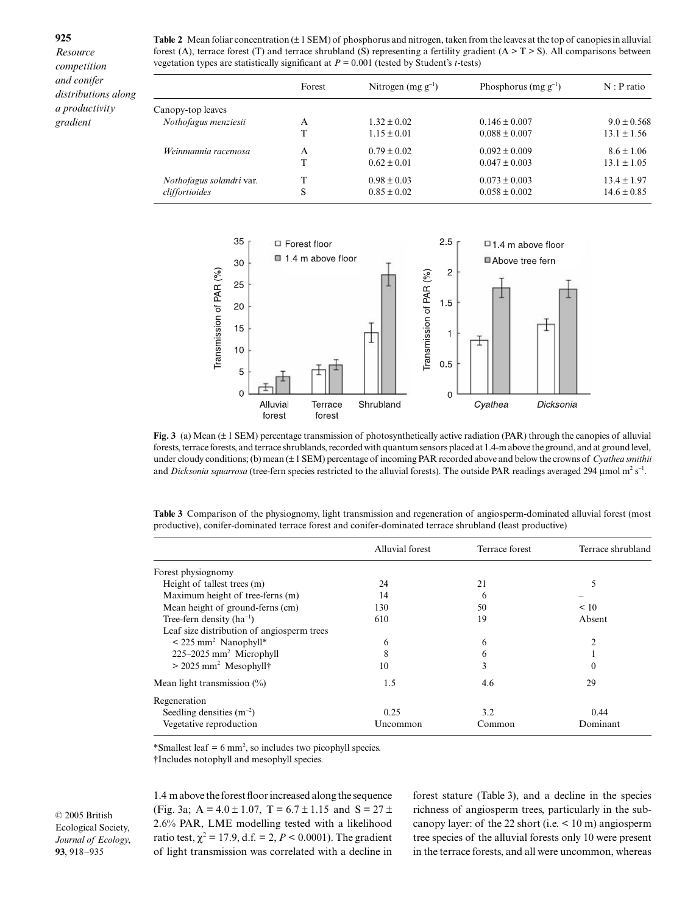**Table 2** Mean foliar concentration (± 1 SEM) of phosphorus and nitrogen, taken from the leaves at the top of canopies in alluvial forest (A), terrace forest (T) and terrace shrubland (S) representing a fertility gradient (A > T > S). All comparisons between vegetation types are statistically significant at $P = 0.001$ (tested by Student's *t*-tests)

| | Forest | Nitrogen (mg $g^{-1}$) | Phosphorus (mg $g^{-1}$) | N : P ratio |
|---|---|---|---|---|
| Canopy-top leaves | | | | |
| *Nothofagus menziesii* | A | 1.32 ± 0.02 | 0.146 ± 0.007 | 9.0 ± 0.568 |
| | T | 1.15 ± 0.01 | 0.088 ± 0.007 | 13.1 ± 1.56 |
| *Weinmannia racemosa* | A | 0.79 ± 0.02 | 0.092 ± 0.009 | 8.6 ± 1.06 |
| | T | 0.62 ± 0.01 | 0.047 ± 0.003 | 13.1 ± 1.05 |
| *Nothofagus solandri* var. *cliffortioides* | T | 0.98 ± 0.03 | 0.073 ± 0.003 | 13.4 ± 1.97 |
| | S | 0.85 ± 0.02 | 0.058 ± 0.002 | 14.6 ± 0.85 |

**Fig. 3** (a) Mean (± 1 SEM) percentage transmission of photosynthetically active radiation (PAR) through the canopies of alluvial forests, terrace forests, and terrace shrublands, recorded with quantum sensors placed at 1.4-m above the ground, and at ground level, under cloudy conditions; (b) mean (± 1 SEM) percentage of incoming PAR recorded above and below the crowns of *Cyathea smithii* and *Dicksonia squarrosa* (tree-fern species restricted to the alluvial forests). The outside PAR readings averaged 294 µmol $m^2$ $s^{-1}$.

**Table 3** Comparison of the physiognomy, light transmission and regeneration of angiosperm-dominated alluvial forest (most productive), conifer-dominated terrace forest and conifer-dominated terrace shrubland (least productive)

| | Alluvial forest | Terrace forest | Terrace shrubland |
|---|---|---|---|
| Forest physiognomy | | | |
| Height of tallest trees (m) | 24 | 21 | 5 |
| Maximum height of tree-ferns (m) | 14 | 6 | – |
| Mean height of ground-ferns (cm) | 130 | 50 | < 10 |
| Tree-fern density ($ha^{-1}$) | 610 | 19 | Absent |
| Leaf size distribution of angiosperm trees | | | |
| < 225 $mm^2$ Nanophyll* | 6 | 6 | 2 |
| 225–2025 $mm^2$ Microphyll | 8 | 6 | 1 |
| > 2025 $mm^2$ Mesophyll† | 10 | 3 | 0 |
| Mean light transmission (%) | 1.5 | 4.6 | 29 |
| Regeneration | | | |
| Seedling densities ($m^{-2}$) | 0.25 | 3.2 | 0.44 |
| Vegetative reproduction | Uncommon | Common | Dominant |

*Smallest leaf = 6 $mm^2$, so includes two picophyll species.
†Includes notophyll and mesophyll species.

1.4 m above the forest floor increased along the sequence (Fig. 3a; A = 4.0 ± 1.07, T = 6.7 ± 1.15 and S = 27 ± 2.6% PAR, LME modelling tested with a likelihood ratio test, $\chi^2 = 17.9$, d.f. = 2, $P < 0.0001$). The gradient of light transmission was correlated with a decline in forest stature (Table 3), and a decline in the species richness of angiosperm trees, particularly in the subcanopy layer: of the 22 short (i.e. < 10 m) angiosperm tree species of the alluvial forests only 10 were present in the terrace forests, and all were uncommon, whereas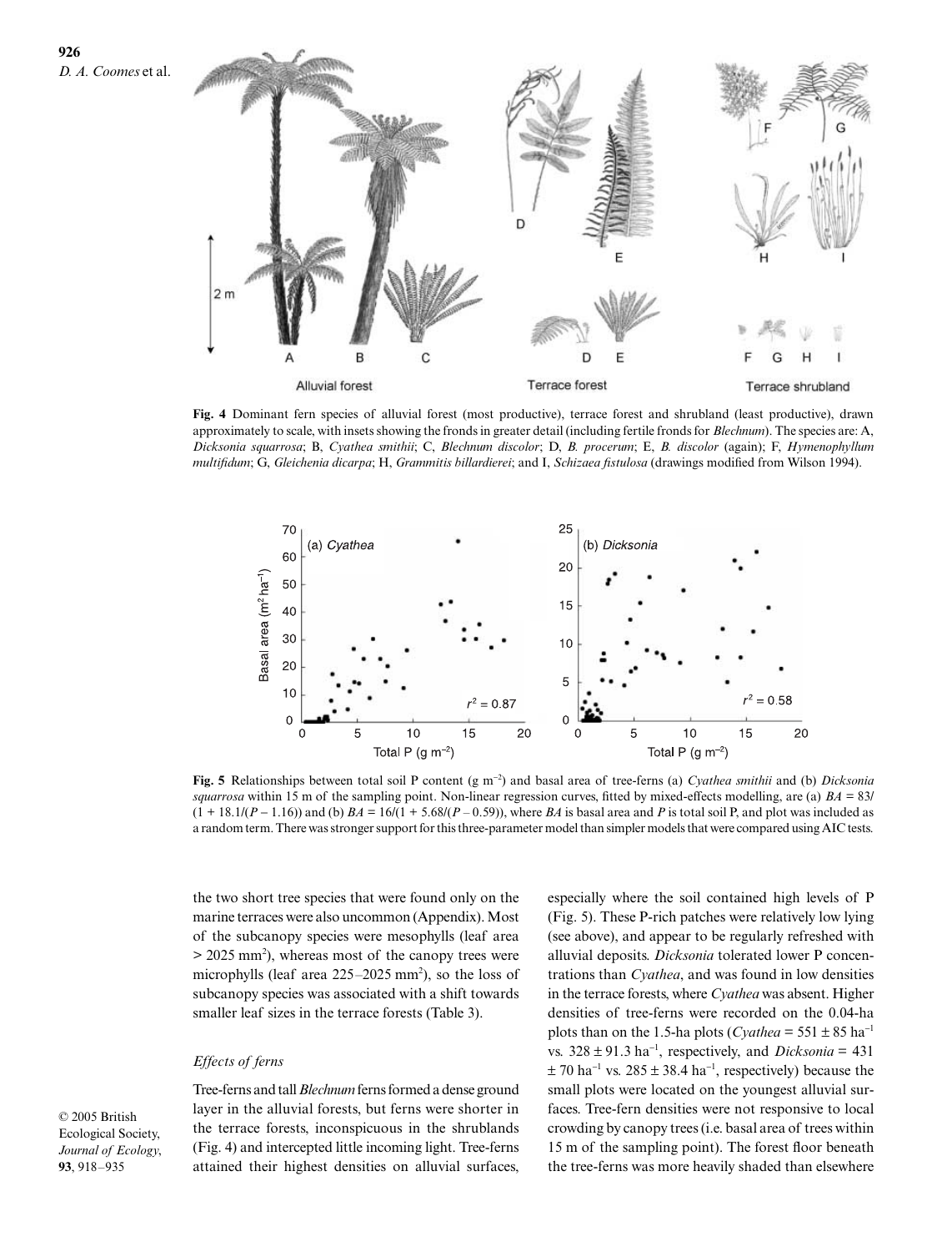**Fig. 4** Dominant fern species of alluvial forest (most productive), terrace forest and shrubland (least productive), drawn approximately to scale, with insets showing the fronds in greater detail (including fertile fronds for *Blechnum*). The species are: A, *Dicksonia squarrosa*; B, *Cyathea smithii*; C, *Blechnum discolor*; D, *B. procerum*; E, *B. discolor* (again); F, *Hymenophyllum multifidum*; G, *Gleichenia dicarpa*; H, *Grammitis billardierei*; and I, *Schizaea fistulosa* (drawings modified from Wilson 1994).

**Fig. 5** Relationships between total soil P content (g m$^{-2}$) and basal area of tree-ferns (a) *Cyathea smithii* and (b) *Dicksonia squarrosa* within 15 m of the sampling point. Non-linear regression curves, fitted by mixed-effects modelling, are (a) $BA = 83/(1 + 18.1/(P - 1.16))$ and (b) $BA = 16/(1 + 5.68/(P - 0.59))$, where $BA$ is basal area and $P$ is total soil P, and plot was included as a random term. There was stronger support for this three-parameter model than simpler models that were compared using AIC tests.

the two short tree species that were found only on the marine terraces were also uncommon (Appendix). Most of the subcanopy species were mesophylls (leaf area > 2025 mm$^2$), whereas most of the canopy trees were microphylls (leaf area 225–2025 mm$^2$), so the loss of subcanopy species was associated with a shift towards smaller leaf sizes in the terrace forests (Table 3).

### *Effects of ferns*

Tree-ferns and tall *Blechnum* ferns formed a dense ground layer in the alluvial forests, but ferns were shorter in the terrace forests, inconspicuous in the shrublands (Fig. 4) and intercepted little incoming light. Tree-ferns attained their highest densities on alluvial surfaces, especially where the soil contained high levels of P (Fig. 5). These P-rich patches were relatively low lying (see above), and appear to be regularly refreshed with alluvial deposits. *Dicksonia* tolerated lower P concentrations than *Cyathea*, and was found in low densities in the terrace forests, where *Cyathea* was absent. Higher densities of tree-ferns were recorded on the 0.04-ha plots than on the 1.5-ha plots (*Cyathea* = 551 ± 85 ha$^{-1}$ vs. 328 ± 91.3 ha$^{-1}$, respectively, and *Dicksonia* = 431 ± 70 ha$^{-1}$ vs. 285 ± 38.4 ha$^{-1}$, respectively) because the small plots were located on the youngest alluvial surfaces. Tree-fern densities were not responsive to local crowding by canopy trees (i.e. basal area of trees within 15 m of the sampling point). The forest floor beneath the tree-ferns was more heavily shaded than elsewhere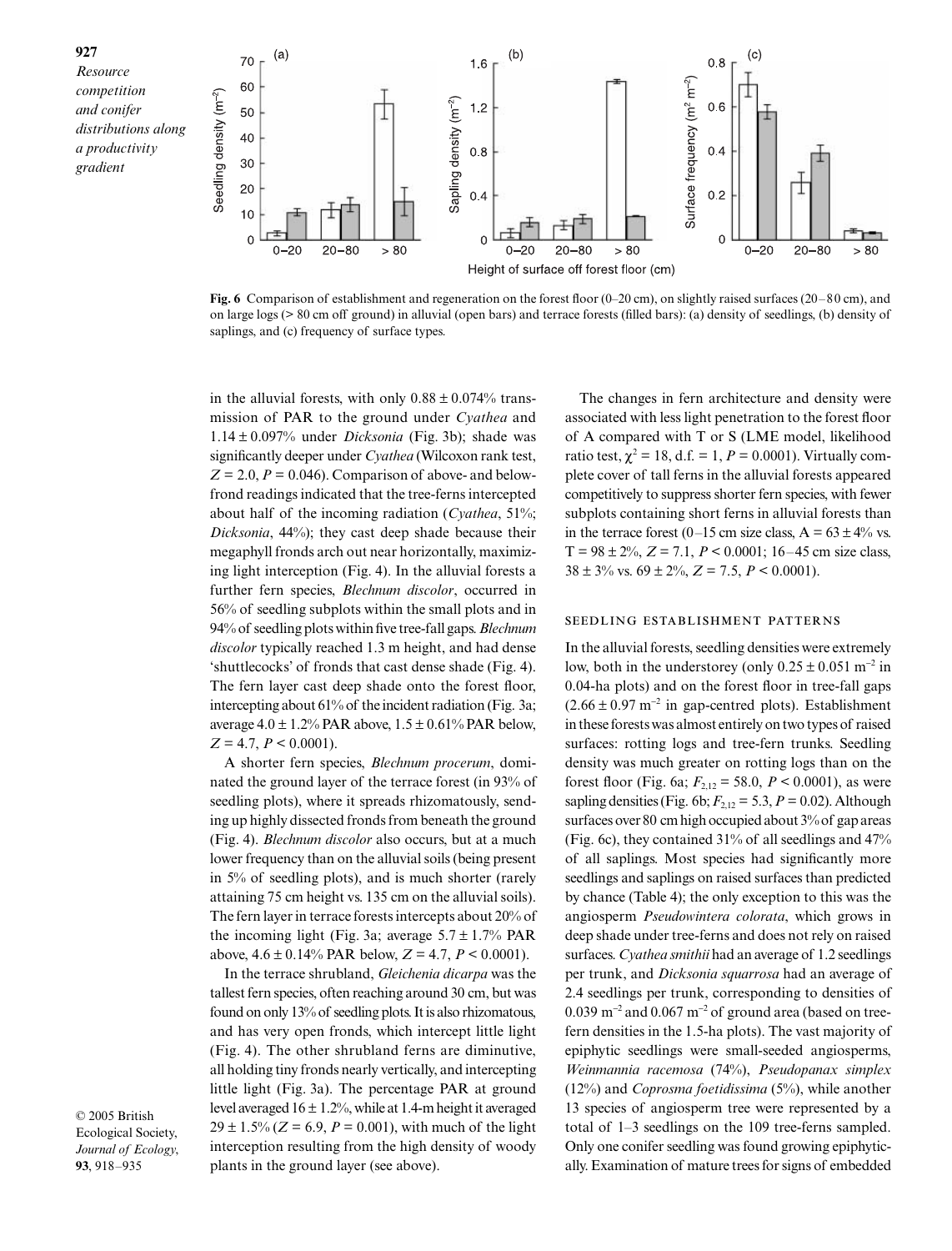**Fig. 6** Comparison of establishment and regeneration on the forest floor (0–20 cm), on slightly raised surfaces (20–80 cm), and on large logs (> 80 cm off ground) in alluvial (open bars) and terrace forests (filled bars): (a) density of seedlings, (b) density of saplings, and (c) frequency of surface types.

in the alluvial forests, with only $0.88 \pm 0.074\%$ transmission of PAR to the ground under *Cyathea* and $1.14 \pm 0.097\%$ under *Dicksonia* (Fig. 3b); shade was significantly deeper under *Cyathea* (Wilcoxon rank test, $Z = 2.0$, $P = 0.046$). Comparison of above- and below-frond readings indicated that the tree-ferns intercepted about half of the incoming radiation (*Cyathea*, 51%; *Dicksonia*, 44%); they cast deep shade because their megaphyll fronds arch out near horizontally, maximizing light interception (Fig. 4). In the alluvial forests a further fern species, *Blechnum discolor*, occurred in 56% of seedling subplots within the small plots and in 94% of seedling plots within five tree-fall gaps. *Blechnum discolor* typically reached 1.3 m height, and had dense 'shuttlecocks' of fronds that cast dense shade (Fig. 4). The fern layer cast deep shade onto the forest floor, intercepting about 61% of the incident radiation (Fig. 3a; average $4.0 \pm 1.2\%$ PAR above, $1.5 \pm 0.61\%$ PAR below, $Z = 4.7$, $P < 0.0001$).

A shorter fern species, *Blechnum procerum*, dominated the ground layer of the terrace forest (in 93% of seedling plots), where it spreads rhizomatously, sending up highly dissected fronds from beneath the ground (Fig. 4). *Blechnum discolor* also occurs, but at a much lower frequency than on the alluvial soils (being present in 5% of seedling plots), and is much shorter (rarely attaining 75 cm height vs. 135 cm on the alluvial soils). The fern layer in terrace forests intercepts about 20% of the incoming light (Fig. 3a; average $5.7 \pm 1.7\%$ PAR above, $4.6 \pm 0.14\%$ PAR below, $Z = 4.7$, $P < 0.0001$).

In the terrace shrubland, *Gleichenia dicarpa* was the tallest fern species, often reaching around 30 cm, but was found on only 13% of seedling plots. It is also rhizomatous, and has very open fronds, which intercept little light (Fig. 4). The other shrubland ferns are diminutive, all holding tiny fronds nearly vertically, and intercepting little light (Fig. 3a). The percentage PAR at ground level averaged $16 \pm 1.2\%$, while at 1.4-m height it averaged $29 \pm 1.5\%$ ($Z = 6.9$, $P = 0.001$), with much of the light interception resulting from the high density of woody plants in the ground layer (see above).

The changes in fern architecture and density were associated with less light penetration to the forest floor of A compared with T or S (LME model, likelihood ratio test, $\chi^2 = 18$, d.f. = 1, $P = 0.0001$). Virtually complete cover of tall ferns in the alluvial forests appeared competitively to suppress shorter fern species, with fewer subplots containing short ferns in alluvial forests than in the terrace forest (0–15 cm size class, A = $63 \pm 4\%$ vs. T = $98 \pm 2\%$, $Z = 7.1$, $P < 0.0001$; 16–45 cm size class, $38 \pm 3\%$ vs. $69 \pm 2\%$, $Z = 7.5$, $P < 0.0001$).

### SEEDLING ESTABLISHMENT PATTERNS

In the alluvial forests, seedling densities were extremely low, both in the understorey (only $0.25 \pm 0.051$ m$^{-2}$ in 0.04-ha plots) and on the forest floor in tree-fall gaps ($2.66 \pm 0.97$ m$^{-2}$ in gap-centred plots). Establishment in these forests was almost entirely on two types of raised surfaces: rotting logs and tree-fern trunks. Seedling density was much greater on rotting logs than on the forest floor (Fig. 6a; $F_{2,12} = 58.0$, $P < 0.0001$), as were sapling densities (Fig. 6b; $F_{2,12} = 5.3$, $P = 0.02$). Although surfaces over 80 cm high occupied about 3% of gap areas (Fig. 6c), they contained 31% of all seedlings and 47% of all saplings. Most species had significantly more seedlings and saplings on raised surfaces than predicted by chance (Table 4); the only exception to this was the angiosperm *Pseudowintera colorata*, which grows in deep shade under tree-ferns and does not rely on raised surfaces. *Cyathea smithii* had an average of 1.2 seedlings per trunk, and *Dicksonia squarrosa* had an average of 2.4 seedlings per trunk, corresponding to densities of 0.039 m$^{-2}$ and 0.067 m$^{-2}$ of ground area (based on tree-fern densities in the 1.5-ha plots). The vast majority of epiphytic seedlings were small-seeded angiosperms, *Weinmannia racemosa* (74%), *Pseudopanax simplex* (12%) and *Coprosma foetidissima* (5%), while another 13 species of angiosperm tree were represented by a total of 1–3 seedlings on the 109 tree-ferns sampled. Only one conifer seedling was found growing epiphytically. Examination of mature trees for signs of embedded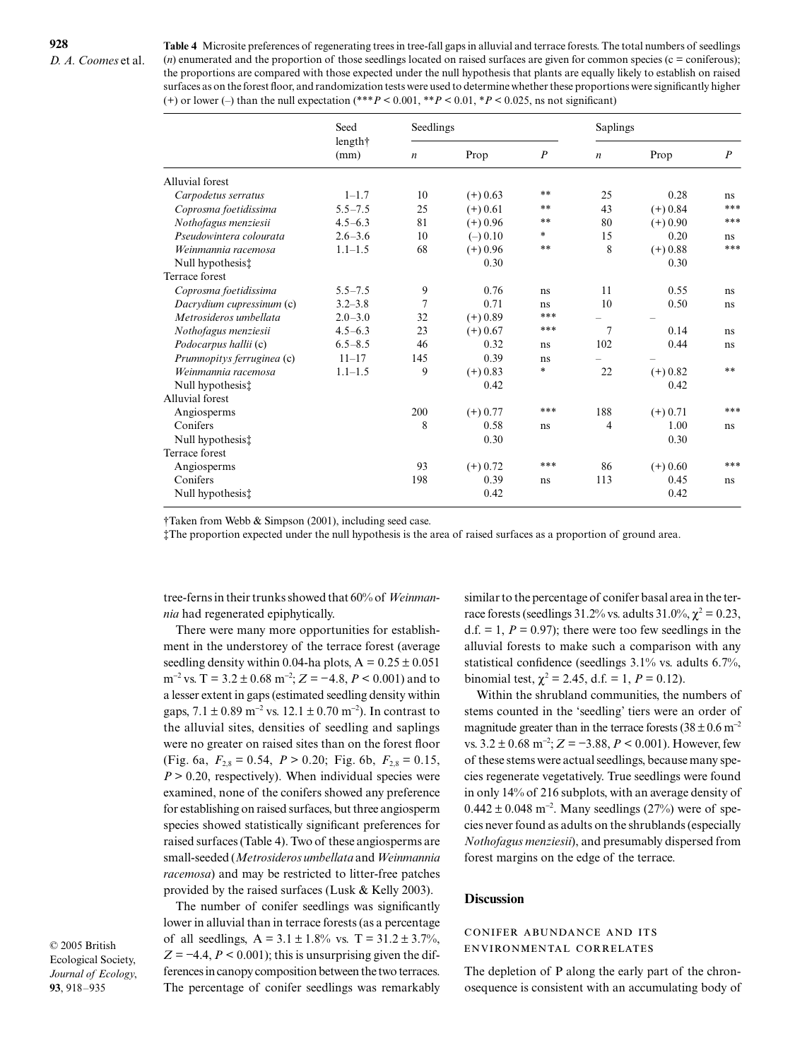**Table 4** Microsite preferences of regenerating trees in tree-fall gaps in alluvial and terrace forests. The total numbers of seedlings ($n$) enumerated and the proportion of those seedlings located on raised surfaces are given for common species (c = coniferous); the proportions are compared with those expected under the null hypothesis that plants are equally likely to establish on raised surfaces as on the forest floor, and randomization tests were used to determine whether these proportions were significantly higher (+) or lower (–) than the null expectation (\*\*\*$P < 0.001$, \*\*$P < 0.01$, \*$P < 0.025$, ns not significant)

| | Seed length† (mm) | Seedlings | | | Saplings | | |
|---|---|---|---|---|---|---|---|
| | | $n$ | Prop | $P$ | $n$ | Prop | $P$ |
| Alluvial forest | | | | | | | |
| *Carpodetus serratus* | 1–1.7 | 10 | (+) 0.63 | ** | 25 | 0.28 | ns |
| *Coprosma foetidissima* | 5.5–7.5 | 25 | (+) 0.61 | ** | 43 | (+) 0.84 | *** |
| *Nothofagus menziesii* | 4.5–6.3 | 81 | (+) 0.96 | ** | 80 | (+) 0.90 | *** |
| *Pseudowintera colourata* | 2.6–3.6 | 10 | (–) 0.10 | * | 15 | 0.20 | ns |
| *Weinmannia racemosa* | 1.1–1.5 | 68 | (+) 0.96 | ** | 8 | (+) 0.88 | *** |
| Null hypothesis‡ | | | 0.30 | | | 0.30 | |
| Terrace forest | | | | | | | |
| *Coprosma foetidissima* | 5.5–7.5 | 9 | 0.76 | ns | 11 | 0.55 | ns |
| *Dacrydium cupressinum* (c) | 3.2–3.8 | 7 | 0.71 | ns | 10 | 0.50 | ns |
| *Metrosideros umbellata* | 2.0–3.0 | 32 | (+) 0.89 | *** | – | – | |
| *Nothofagus menziesii* | 4.5–6.3 | 23 | (+) 0.67 | *** | 7 | 0.14 | ns |
| *Podocarpus hallii* (c) | 6.5–8.5 | 46 | 0.32 | ns | 102 | 0.44 | ns |
| *Prumnopitys ferruginea* (c) | 11–17 | 145 | 0.39 | ns | – | – | |
| *Weinmannia racemosa* | 1.1–1.5 | 9 | (+) 0.83 | * | 22 | (+) 0.82 | ** |
| Null hypothesis‡ | | | 0.42 | | | 0.42 | |
| Alluvial forest | | | | | | | |
| Angiosperms | | 200 | (+) 0.77 | *** | 188 | (+) 0.71 | *** |
| Conifers | | 8 | 0.58 | ns | 4 | 1.00 | ns |
| Null hypothesis‡ | | | 0.30 | | | 0.30 | |
| Terrace forest | | | | | | | |
| Angiosperms | | 93 | (+) 0.72 | *** | 86 | (+) 0.60 | *** |
| Conifers | | 198 | 0.39 | ns | 113 | 0.45 | ns |
| Null hypothesis‡ | | | 0.42 | | | 0.42 | |

†Taken from Webb & Simpson (2001), including seed case.

‡The proportion expected under the null hypothesis is the area of raised surfaces as a proportion of ground area.

tree-ferns in their trunks showed that 60% of *Weinmannia* had regenerated epiphytically.

There were many more opportunities for establishment in the understorey of the terrace forest (average seedling density within 0.04-ha plots, A = $0.25 \pm 0.051$ m$^{-2}$ vs. T = $3.2 \pm 0.68$ m$^{-2}$; $Z = -4.8$, $P < 0.001$) and to a lesser extent in gaps (estimated seedling density within gaps, $7.1 \pm 0.89$ m$^{-2}$ vs. $12.1 \pm 0.70$ m$^{-2}$). In contrast to the alluvial sites, densities of seedling and saplings were no greater on raised sites than on the forest floor (Fig. 6a, $F_{2,8} = 0.54$, $P > 0.20$; Fig. 6b, $F_{2,8} = 0.15$, $P > 0.20$, respectively). When individual species were examined, none of the conifers showed any preference for establishing on raised surfaces, but three angiosperm species showed statistically significant preferences for raised surfaces (Table 4). Two of these angiosperms are small-seeded (*Metrosideros umbellata* and *Weinmannia racemosa*) and may be restricted to litter-free patches provided by the raised surfaces (Lusk & Kelly 2003).

The number of conifer seedlings was significantly lower in alluvial than in terrace forests (as a percentage of all seedlings, A = $3.1 \pm 1.8$% vs. T = $31.2 \pm 3.7$%, $Z = -4.4$, $P < 0.001$); this is unsurprising given the differences in canopy composition between the two terraces. The percentage of conifer seedlings was remarkably similar to the percentage of conifer basal area in the terrace forests (seedlings 31.2% vs. adults 31.0%, $\chi^2 = 0.23$, d.f. = 1, $P = 0.97$); there were too few seedlings in the alluvial forests to make such a comparison with any statistical confidence (seedlings 3.1% vs. adults 6.7%, binomial test, $\chi^2 = 2.45$, d.f. = 1, $P = 0.12$).

Within the shrubland communities, the numbers of stems counted in the 'seedling' tiers were an order of magnitude greater than in the terrace forests ($38 \pm 0.6$ m$^{-2}$ vs. $3.2 \pm 0.68$ m$^{-2}$; $Z = -3.88$, $P < 0.001$). However, few of these stems were actual seedlings, because many species regenerate vegetatively. True seedlings were found in only 14% of 216 subplots, with an average density of $0.442 \pm 0.048$ m$^{-2}$. Many seedlings (27%) were of species never found as adults on the shrublands (especially *Nothofagus menziesii*), and presumably dispersed from forest margins on the edge of the terrace.

## Discussion

### Conifer abundance and its environmental correlates

The depletion of P along the early part of the chronosequence is consistent with an accumulating body of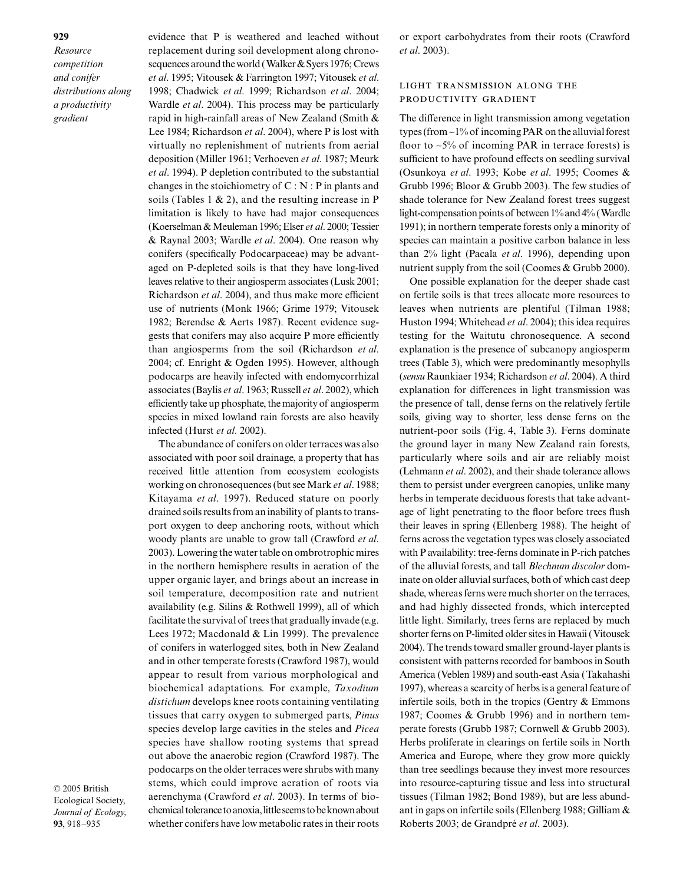evidence that P is weathered and leached without replacement during soil development along chronosequences around the world (Walker & Syers 1976; Crews *et al*. 1995; Vitousek & Farrington 1997; Vitousek *et al*. 1998; Chadwick *et al*. 1999; Richardson *et al*. 2004; Wardle *et al*. 2004). This process may be particularly rapid in high-rainfall areas of New Zealand (Smith & Lee 1984; Richardson *et al*. 2004), where P is lost with virtually no replenishment of nutrients from aerial deposition (Miller 1961; Verhoeven *et al*. 1987; Meurk *et al*. 1994). P depletion contributed to the substantial changes in the stoichiometry of C : N : P in plants and soils (Tables 1 & 2), and the resulting increase in P limitation is likely to have had major consequences (Koerselman & Meuleman 1996; Elser *et al*. 2000; Tessier & Raynal 2003; Wardle *et al*. 2004). One reason why conifers (specifically Podocarpaceae) may be advantaged on P-depleted soils is that they have long-lived leaves relative to their angiosperm associates (Lusk 2001; Richardson *et al*. 2004), and thus make more efficient use of nutrients (Monk 1966; Grime 1979; Vitousek 1982; Berendse & Aerts 1987). Recent evidence suggests that conifers may also acquire P more efficiently than angiosperms from the soil (Richardson *et al*. 2004; cf. Enright & Ogden 1995). However, although podocarps are heavily infected with endomycorrhizal associates (Baylis *et al*. 1963; Russell *et al*. 2002), which efficiently take up phosphate, the majority of angiosperm species in mixed lowland rain forests are also heavily infected (Hurst *et al*. 2002).

The abundance of conifers on older terraces was also associated with poor soil drainage, a property that has received little attention from ecosystem ecologists working on chronosequences (but see Mark *et al*. 1988; Kitayama *et al*. 1997). Reduced stature on poorly drained soils results from an inability of plants to transport oxygen to deep anchoring roots, without which woody plants are unable to grow tall (Crawford *et al*. 2003). Lowering the water table on ombrotrophic mires in the northern hemisphere results in aeration of the upper organic layer, and brings about an increase in soil temperature, decomposition rate and nutrient availability (e.g. Silins & Rothwell 1999), all of which facilitate the survival of trees that gradually invade (e.g. Lees 1972; Macdonald & Lin 1999). The prevalence of conifers in waterlogged sites, both in New Zealand and in other temperate forests (Crawford 1987), would appear to result from various morphological and biochemical adaptations. For example, *Taxodium distichum* develops knee roots containing ventilating tissues that carry oxygen to submerged parts, *Pinus* species develop large cavities in the steles and *Picea* species have shallow rooting systems that spread out above the anaerobic region (Crawford 1987). The podocarps on the older terraces were shrubs with many stems, which could improve aeration of roots via aerenchyma (Crawford *et al*. 2003). In terms of biochemical tolerance to anoxia, little seems to be known about whether conifers have low metabolic rates in their roots or export carbohydrates from their roots (Crawford *et al*. 2003).

## Light transmission along the productivity gradient

The difference in light transmission among vegetation types (from ~1% of incoming PAR on the alluvial forest floor to ~5% of incoming PAR in terrace forests) is sufficient to have profound effects on seedling survival (Osunkoya *et al*. 1993; Kobe *et al*. 1995; Coomes & Grubb 1996; Bloor & Grubb 2003). The few studies of shade tolerance for New Zealand forest trees suggest light-compensation points of between 1% and 4% (Wardle 1991); in northern temperate forests only a minority of species can maintain a positive carbon balance in less than 2% light (Pacala *et al*. 1996), depending upon nutrient supply from the soil (Coomes & Grubb 2000).

One possible explanation for the deeper shade cast on fertile soils is that trees allocate more resources to leaves when nutrients are plentiful (Tilman 1988; Huston 1994; Whitehead *et al*. 2004); this idea requires testing for the Waitutu chronosequence. A second explanation is the presence of subcanopy angiosperm trees (Table 3), which were predominantly mesophylls (*sensu* Raunkiaer 1934; Richardson *et al*. 2004). A third explanation for differences in light transmission was the presence of tall, dense ferns on the relatively fertile soils, giving way to shorter, less dense ferns on the nutrient-poor soils (Fig. 4, Table 3). Ferns dominate the ground layer in many New Zealand rain forests, particularly where soils and air are reliably moist (Lehmann *et al*. 2002), and their shade tolerance allows them to persist under evergreen canopies, unlike many herbs in temperate deciduous forests that take advantage of light penetrating to the floor before trees flush their leaves in spring (Ellenberg 1988). The height of ferns across the vegetation types was closely associated with P availability: tree-ferns dominate in P-rich patches of the alluvial forests, and tall *Blechnum discolor* dominate on older alluvial surfaces, both of which cast deep shade, whereas ferns were much shorter on the terraces, and had highly dissected fronds, which intercepted little light. Similarly, trees ferns are replaced by much shorter ferns on P-limited older sites in Hawaii (Vitousek 2004). The trends toward smaller ground-layer plants is consistent with patterns recorded for bamboos in South America (Veblen 1989) and south-east Asia (Takahashi 1997), whereas a scarcity of herbs is a general feature of infertile soils, both in the tropics (Gentry & Emmons 1987; Coomes & Grubb 1996) and in northern temperate forests (Grubb 1987; Cornwell & Grubb 2003). Herbs proliferate in clearings on fertile soils in North America and Europe, where they grow more quickly than tree seedlings because they invest more resources into resource-capturing tissue and less into structural tissues (Tilman 1982; Bond 1989), but are less abundant in gaps on infertile soils (Ellenberg 1988; Gilliam & Roberts 2003; de Grandpré *et al*. 2003).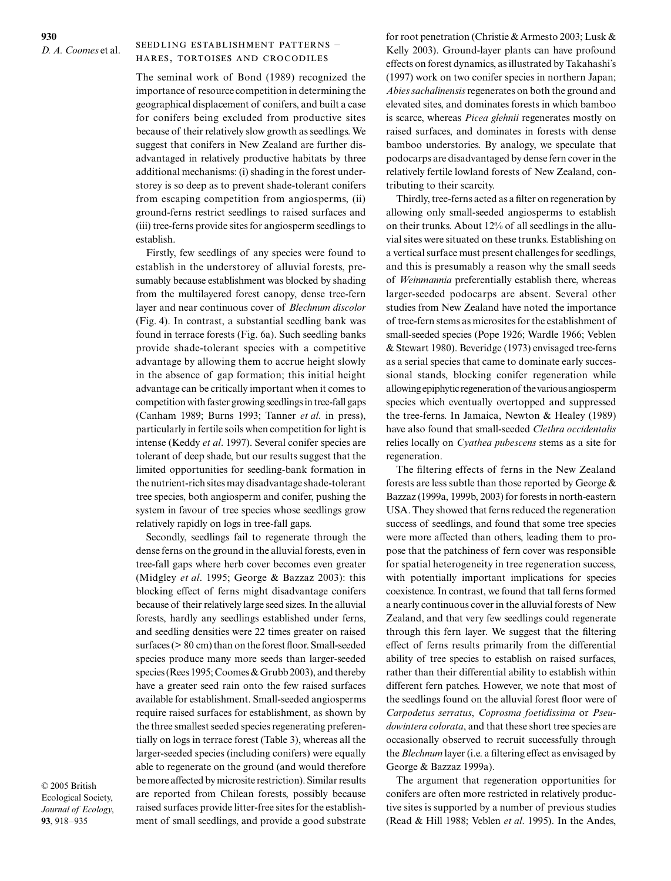## SEEDLING ESTABLISHMENT PATTERNS – HARES, TORTOISES AND CROCODILES

The seminal work of Bond (1989) recognized the importance of resource competition in determining the geographical displacement of conifers, and built a case for conifers being excluded from productive sites because of their relatively slow growth as seedlings. We suggest that conifers in New Zealand are further disadvantaged in relatively productive habitats by three additional mechanisms: (i) shading in the forest understorey is so deep as to prevent shade-tolerant conifers from escaping competition from angiosperms, (ii) ground-ferns restrict seedlings to raised surfaces and (iii) tree-ferns provide sites for angiosperm seedlings to establish.

Firstly, few seedlings of any species were found to establish in the understorey of alluvial forests, presumably because establishment was blocked by shading from the multilayered forest canopy, dense tree-fern layer and near continuous cover of *Blechnum discolor* (Fig. 4). In contrast, a substantial seedling bank was found in terrace forests (Fig. 6a). Such seedling banks provide shade-tolerant species with a competitive advantage by allowing them to accrue height slowly in the absence of gap formation; this initial height advantage can be critically important when it comes to competition with faster growing seedlings in tree-fall gaps (Canham 1989; Burns 1993; Tanner *et al*. in press), particularly in fertile soils when competition for light is intense (Keddy *et al*. 1997). Several conifer species are tolerant of deep shade, but our results suggest that the limited opportunities for seedling-bank formation in the nutrient-rich sites may disadvantage shade-tolerant tree species, both angiosperm and conifer, pushing the system in favour of tree species whose seedlings grow relatively rapidly on logs in tree-fall gaps.

Secondly, seedlings fail to regenerate through the dense ferns on the ground in the alluvial forests, even in tree-fall gaps where herb cover becomes even greater (Midgley *et al*. 1995; George & Bazzaz 2003): this blocking effect of ferns might disadvantage conifers because of their relatively large seed sizes. In the alluvial forests, hardly any seedlings established under ferns, and seedling densities were 22 times greater on raised surfaces (> 80 cm) than on the forest floor. Small-seeded species produce many more seeds than larger-seeded species (Rees 1995; Coomes & Grubb 2003), and thereby have a greater seed rain onto the few raised surfaces available for establishment. Small-seeded angiosperms require raised surfaces for establishment, as shown by the three smallest seeded species regenerating preferentially on logs in terrace forest (Table 3), whereas all the larger-seeded species (including conifers) were equally able to regenerate on the ground (and would therefore be more affected by microsite restriction). Similar results are reported from Chilean forests, possibly because raised surfaces provide litter-free sites for the establishment of small seedlings, and provide a good substrate for root penetration (Christie & Armesto 2003; Lusk & Kelly 2003). Ground-layer plants can have profound effects on forest dynamics, as illustrated by Takahashi's (1997) work on two conifer species in northern Japan; *Abies sachalinensis* regenerates on both the ground and elevated sites, and dominates forests in which bamboo is scarce, whereas *Picea glehnii* regenerates mostly on raised surfaces, and dominates in forests with dense bamboo understories. By analogy, we speculate that podocarps are disadvantaged by dense fern cover in the relatively fertile lowland forests of New Zealand, contributing to their scarcity.

Thirdly, tree-ferns acted as a filter on regeneration by allowing only small-seeded angiosperms to establish on their trunks. About 12% of all seedlings in the alluvial sites were situated on these trunks. Establishing on a vertical surface must present challenges for seedlings, and this is presumably a reason why the small seeds of *Weinmannia* preferentially establish there, whereas larger-seeded podocarps are absent. Several other studies from New Zealand have noted the importance of tree-fern stems as microsites for the establishment of small-seeded species (Pope 1926; Wardle 1966; Veblen & Stewart 1980). Beveridge (1973) envisaged tree-ferns as a serial species that came to dominate early successional stands, blocking conifer regeneration while allowing epiphytic regeneration of the various angiosperm species which eventually overtopped and suppressed the tree-ferns. In Jamaica, Newton & Healey (1989) have also found that small-seeded *Clethra occidentalis* relies locally on *Cyathea pubescens* stems as a site for regeneration.

The filtering effects of ferns in the New Zealand forests are less subtle than those reported by George & Bazzaz (1999a, 1999b, 2003) for forests in north-eastern USA. They showed that ferns reduced the regeneration success of seedlings, and found that some tree species were more affected than others, leading them to propose that the patchiness of fern cover was responsible for spatial heterogeneity in tree regeneration success, with potentially important implications for species coexistence. In contrast, we found that tall ferns formed a nearly continuous cover in the alluvial forests of New Zealand, and that very few seedlings could regenerate through this fern layer. We suggest that the filtering effect of ferns results primarily from the differential ability of tree species to establish on raised surfaces, rather than their differential ability to establish within different fern patches. However, we note that most of the seedlings found on the alluvial forest floor were of *Carpodetus serratus*, *Coprosma foetidissima* or *Pseudowintera colorata*, and that these short tree species are occasionally observed to recruit successfully through the *Blechnum* layer (i.e. a filtering effect as envisaged by George & Bazzaz 1999a).

The argument that regeneration opportunities for conifers are often more restricted in relatively productive sites is supported by a number of previous studies (Read & Hill 1988; Veblen *et al*. 1995). In the Andes,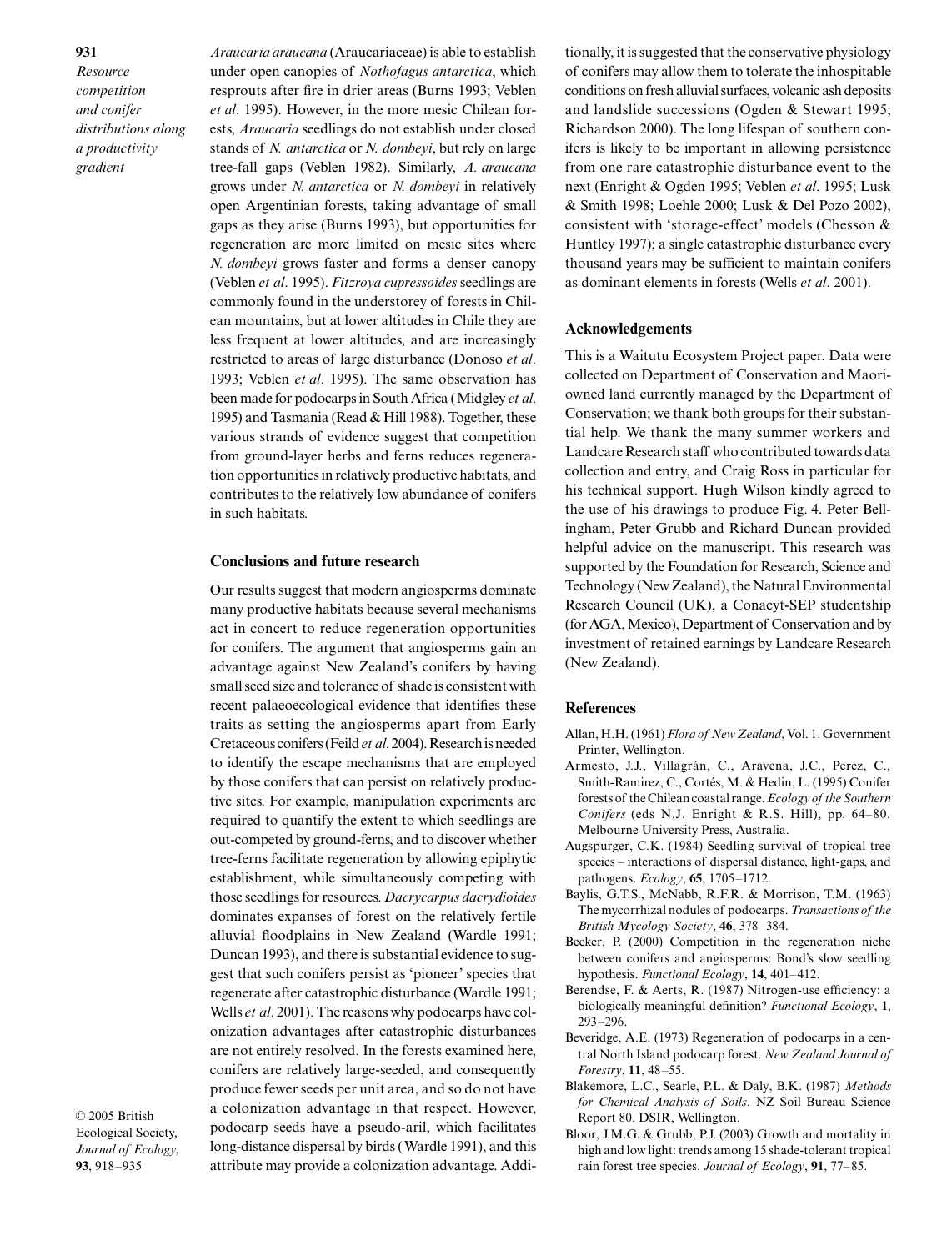*Araucaria araucana* (Araucariaceae) is able to establish under open canopies of *Nothofagus antarctica*, which resprouts after fire in drier areas (Burns 1993; Veblen *et al*. 1995). However, in the more mesic Chilean forests, *Araucaria* seedlings do not establish under closed stands of *N. antarctica* or *N. dombeyi*, but rely on large tree-fall gaps (Veblen 1982). Similarly, *A. araucana* grows under *N. antarctica* or *N. dombeyi* in relatively open Argentinian forests, taking advantage of small gaps as they arise (Burns 1993), but opportunities for regeneration are more limited on mesic sites where *N. dombeyi* grows faster and forms a denser canopy (Veblen *et al*. 1995). *Fitzroya cupressoides* seedlings are commonly found in the understorey of forests in Chilean mountains, but at lower altitudes in Chile they are less frequent at lower altitudes, and are increasingly restricted to areas of large disturbance (Donoso *et al*. 1993; Veblen *et al*. 1995). The same observation has been made for podocarps in South Africa (Midgley *et al*. 1995) and Tasmania (Read & Hill 1988). Together, these various strands of evidence suggest that competition from ground-layer herbs and ferns reduces regeneration opportunities in relatively productive habitats, and contributes to the relatively low abundance of conifers in such habitats.

## Conclusions and future research

Our results suggest that modern angiosperms dominate many productive habitats because several mechanisms act in concert to reduce regeneration opportunities for conifers. The argument that angiosperms gain an advantage against New Zealand's conifers by having small seed size and tolerance of shade is consistent with recent palaeoecological evidence that identifies these traits as setting the angiosperms apart from Early Cretaceous conifers (Feild *et al*. 2004). Research is needed to identify the escape mechanisms that are employed by those conifers that can persist on relatively productive sites. For example, manipulation experiments are required to quantify the extent to which seedlings are out-competed by ground-ferns, and to discover whether tree-ferns facilitate regeneration by allowing epiphytic establishment, while simultaneously competing with those seedlings for resources. *Dacrycarpus dacrydioides* dominates expanses of forest on the relatively fertile alluvial floodplains in New Zealand (Wardle 1991; Duncan 1993), and there is substantial evidence to suggest that such conifers persist as 'pioneer' species that regenerate after catastrophic disturbance (Wardle 1991; Wells *et al*. 2001). The reasons why podocarps have colonization advantages after catastrophic disturbances are not entirely resolved. In the forests examined here, conifers are relatively large-seeded, and consequently produce fewer seeds per unit area, and so do not have a colonization advantage in that respect. However, podocarp seeds have a pseudo-aril, which facilitates long-distance dispersal by birds (Wardle 1991), and this attribute may provide a colonization advantage. Additionally, it is suggested that the conservative physiology of conifers may allow them to tolerate the inhospitable conditions on fresh alluvial surfaces, volcanic ash deposits and landslide successions (Ogden & Stewart 1995; Richardson 2000). The long lifespan of southern conifers is likely to be important in allowing persistence from one rare catastrophic disturbance event to the next (Enright & Ogden 1995; Veblen *et al*. 1995; Lusk & Smith 1998; Loehle 2000; Lusk & Del Pozo 2002), consistent with 'storage-effect' models (Chesson & Huntley 1997); a single catastrophic disturbance every thousand years may be sufficient to maintain conifers as dominant elements in forests (Wells *et al*. 2001).

## Acknowledgements

This is a Waitutu Ecosystem Project paper. Data were collected on Department of Conservation and Maori-owned land currently managed by the Department of Conservation; we thank both groups for their substantial help. We thank the many summer workers and Landcare Research staff who contributed towards data collection and entry, and Craig Ross in particular for his technical support. Hugh Wilson kindly agreed to the use of his drawings to produce Fig. 4. Peter Bellingham, Peter Grubb and Richard Duncan provided helpful advice on the manuscript. This research was supported by the Foundation for Research, Science and Technology (New Zealand), the Natural Environmental Research Council (UK), a Conacyt-SEP studentship (for AGA, Mexico), Department of Conservation and by investment of retained earnings by Landcare Research (New Zealand).

## References

Allan, H.H. (1961) *Flora of New Zealand*, Vol. 1. Government Printer, Wellington.

Armesto, J.J., Villagrán, C., Aravena, J.C., Perez, C., Smith-Ramirez, C., Cortés, M. & Hedin, L. (1995) Conifer forests of the Chilean coastal range. *Ecology of the Southern Conifers* (eds N.J. Enright & R.S. Hill), pp. 64–80. Melbourne University Press, Australia.

Augspurger, C.K. (1984) Seedling survival of tropical tree species – interactions of dispersal distance, light-gaps, and pathogens. *Ecology*, **65**, 1705–1712.

Baylis, G.T.S., McNabb, R.F.R. & Morrison, T.M. (1963) The mycorrhizal nodules of podocarps. *Transactions of the British Mycology Society*, **46**, 378–384.

Becker, P. (2000) Competition in the regeneration niche between conifers and angiosperms: Bond's slow seedling hypothesis. *Functional Ecology*, **14**, 401–412.

Berendse, F. & Aerts, R. (1987) Nitrogen-use efficiency: a biologically meaningful definition? *Functional Ecology*, **1**, 293–296.

Beveridge, A.E. (1973) Regeneration of podocarps in a central North Island podocarp forest. *New Zealand Journal of Forestry*, **11**, 48–55.

Blakemore, L.C., Searle, P.L. & Daly, B.K. (1987) *Methods for Chemical Analysis of Soils*. NZ Soil Bureau Science Report 80. DSIR, Wellington.

Bloor, J.M.G. & Grubb, P.J. (2003) Growth and mortality in high and low light: trends among 15 shade-tolerant tropical rain forest tree species. *Journal of Ecology*, **91**, 77–85.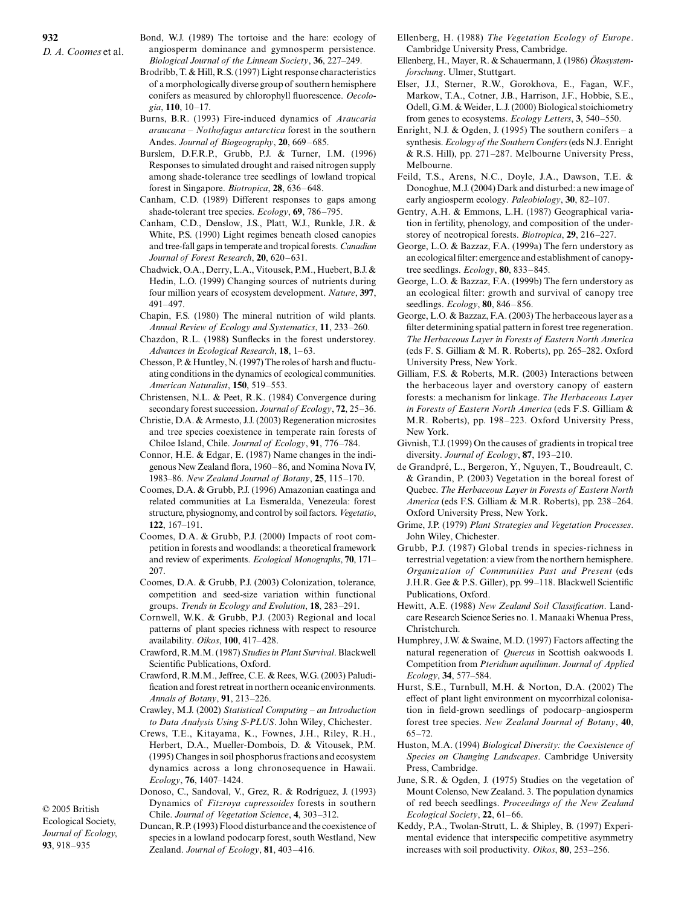Bond, W.J. (1989) The tortoise and the hare: ecology of angiosperm dominance and gymnosperm persistence. *Biological Journal of the Linnean Society*, **36**, 227–249.

Brodribb, T. & Hill, R.S. (1997) Light response characteristics of a morphologically diverse group of southern hemisphere conifers as measured by chlorophyll fluorescence. *Oecologia*, **110**, 10–17.

Burns, B.R. (1993) Fire-induced dynamics of *Araucaria araucana – Nothofagus antarctica* forest in the southern Andes. *Journal of Biogeography*, **20**, 669–685.

Burslem, D.F.R.P., Grubb, P.J. & Turner, I.M. (1996) Responses to simulated drought and raised nitrogen supply among shade-tolerance tree seedlings of lowland tropical forest in Singapore. *Biotropica*, **28**, 636–648.

Canham, C.D. (1989) Different responses to gaps among shade-tolerant tree species. *Ecology*, **69**, 786–795.

Canham, C.D., Denslow, J.S., Platt, W.J., Runkle, J.R. & White, P.S. (1990) Light regimes beneath closed canopies and tree-fall gaps in temperate and tropical forests. *Canadian Journal of Forest Research*, **20**, 620–631.

Chadwick, O.A., Derry, L.A., Vitousek, P.M., Huebert, B.J. & Hedin, L.O. (1999) Changing sources of nutrients during four million years of ecosystem development. *Nature*, **397**, 491–497.

Chapin, F.S. (1980) The mineral nutrition of wild plants. *Annual Review of Ecology and Systematics*, **11**, 233–260.

Chazdon, R.L. (1988) Sunflecks in the forest understorey. *Advances in Ecological Research*, **18**, 1–63.

Chesson, P. & Huntley, N. (1997) The roles of harsh and fluctuating conditions in the dynamics of ecological communities. *American Naturalist*, **150**, 519–553.

Christensen, N.L. & Peet, R.K. (1984) Convergence during secondary forest succession. *Journal of Ecology*, **72**, 25–36.

Christie, D.A. & Armesto, J.J. (2003) Regeneration microsites and tree species coexistence in temperate rain forests of Chiloe Island, Chile. *Journal of Ecology*, **91**, 776–784.

Connor, H.E. & Edgar, E. (1987) Name changes in the indigenous New Zealand flora, 1960–86, and Nomina Nova IV, 1983–86. *New Zealand Journal of Botany*, **25**, 115–170.

Coomes, D.A. & Grubb, P.J. (1996) Amazonian caatinga and related communities at La Esmeralda, Venezeula: forest structure, physiognomy, and control by soil factors. *Vegetatio*, **122**, 167–191.

Coomes, D.A. & Grubb, P.J. (2000) Impacts of root competition in forests and woodlands: a theoretical framework and review of experiments. *Ecological Monographs*, **70**, 171–207.

Coomes, D.A. & Grubb, P.J. (2003) Colonization, tolerance, competition and seed-size variation within functional groups. *Trends in Ecology and Evolution*, **18**, 283–291.

Cornwell, W.K. & Grubb, P.J. (2003) Regional and local patterns of plant species richness with respect to resource availability. *Oikos*, **100**, 417–428.

Crawford, R.M.M. (1987) *Studies in Plant Survival*. Blackwell Scientific Publications, Oxford.

Crawford, R.M.M., Jeffree, C.E. & Rees, W.G. (2003) Paludification and forest retreat in northern oceanic environments. *Annals of Botany*, **91**, 213–226.

Crawley, M.J. (2002) *Statistical Computing – an Introduction to Data Analysis Using S-PLUS*. John Wiley, Chichester.

Crews, T.E., Kitayama, K., Fownes, J.H., Riley, R.H., Herbert, D.A., Mueller-Dombois, D. & Vitousek, P.M. (1995) Changes in soil phosphorus fractions and ecosystem dynamics across a long chronosequence in Hawaii. *Ecology*, **76**, 1407–1424.

Donoso, C., Sandoval, V., Grez, R. & Rodríguez, J. (1993) Dynamics of *Fitzroya cupressoides* forests in southern Chile. *Journal of Vegetation Science*, **4**, 303–312.

Duncan, R.P. (1993) Flood disturbance and the coexistence of species in a lowland podocarp forest, south Westland, New Zealand. *Journal of Ecology*, **81**, 403–416.

Ellenberg, H. (1988) *The Vegetation Ecology of Europe*. Cambridge University Press, Cambridge.

Ellenberg, H., Mayer, R. & Schauermann, J. (1986) *Ökosystemforschung*. Ulmer, Stuttgart.

Elser, J.J., Sterner, R.W., Gorokhova, E., Fagan, W.F., Markow, T.A., Cotner, J.B., Harrison, J.F., Hobbie, S.E., Odell, G.M. & Weider, L.J. (2000) Biological stoichiometry from genes to ecosystems. *Ecology Letters*, **3**, 540–550.

Enright, N.J. & Ogden, J. (1995) The southern conifers – a synthesis. *Ecology of the Southern Conifers* (eds N.J. Enright & R.S. Hill), pp. 271–287. Melbourne University Press, Melbourne.

Feild, T.S., Arens, N.C., Doyle, J.A., Dawson, T.E. & Donoghue, M.J. (2004) Dark and disturbed: a new image of early angiosperm ecology. *Paleobiology*, **30**, 82–107.

Gentry, A.H. & Emmons, L.H. (1987) Geographical variation in fertility, phenology, and composition of the understorey of neotropical forests. *Biotropica*, **29**, 216–227.

George, L.O. & Bazzaz, F.A. (1999a) The fern understory as an ecological filter: emergence and establishment of canopy-tree seedlings. *Ecology*, **80**, 833–845.

George, L.O. & Bazzaz, F.A. (1999b) The fern understory as an ecological filter: growth and survival of canopy tree seedlings. *Ecology*, **80**, 846–856.

George, L.O. & Bazzaz, F.A. (2003) The herbaceous layer as a filter determining spatial pattern in forest tree regeneration. *The Herbaceous Layer in Forests of Eastern North America* (eds F. S. Gilliam & M. R. Roberts), pp. 265–282. Oxford University Press, New York.

Gilliam, F.S. & Roberts, M.R. (2003) Interactions between the herbaceous layer and overstory canopy of eastern forests: a mechanism for linkage. *The Herbaceous Layer in Forests of Eastern North America* (eds F.S. Gilliam & M.R. Roberts), pp. 198–223. Oxford University Press, New York.

Givnish, T.J. (1999) On the causes of gradients in tropical tree diversity. *Journal of Ecology*, **87**, 193–210.

de Grandpré, L., Bergeron, Y., Nguyen, T., Boudreault, C. & Grandin, P. (2003) Vegetation in the boreal forest of Quebec. *The Herbaceous Layer in Forests of Eastern North America* (eds F.S. Gilliam & M.R. Roberts), pp. 238–264. Oxford University Press, New York.

Grime, J.P. (1979) *Plant Strategies and Vegetation Processes*. John Wiley, Chichester.

Grubb, P.J. (1987) Global trends in species-richness in terrestrial vegetation: a view from the northern hemisphere. *Organization of Communities Past and Present* (eds J.H.R. Gee & P.S. Giller), pp. 99–118. Blackwell Scientific Publications, Oxford.

Hewitt, A.E. (1988) *New Zealand Soil Classification*. Landcare Research Science Series no. 1. Manaaki Whenua Press, Christchurch.

Humphrey, J.W. & Swaine, M.D. (1997) Factors affecting the natural regeneration of *Quercus* in Scottish oakwoods I. Competition from *Pteridium aquilinum*. *Journal of Applied Ecology*, **34**, 577–584.

Hurst, S.E., Turnbull, M.H. & Norton, D.A. (2002) The effect of plant light environment on mycorrhizal colonisation in field-grown seedlings of podocarp–angiosperm forest tree species. *New Zealand Journal of Botany*, **40**, 65–72.

Huston, M.A. (1994) *Biological Diversity: the Coexistence of Species on Changing Landscapes*. Cambridge University Press, Cambridge.

June, S.R. & Ogden, J. (1975) Studies on the vegetation of Mount Colenso, New Zealand. 3. The population dynamics of red beech seedlings. *Proceedings of the New Zealand Ecological Society*, **22**, 61–66.

Keddy, P.A., Twolan-Strutt, L. & Shipley, B. (1997) Experimental evidence that interspecific competitive asymmetry increases with soil productivity. *Oikos*, **80**, 253–256.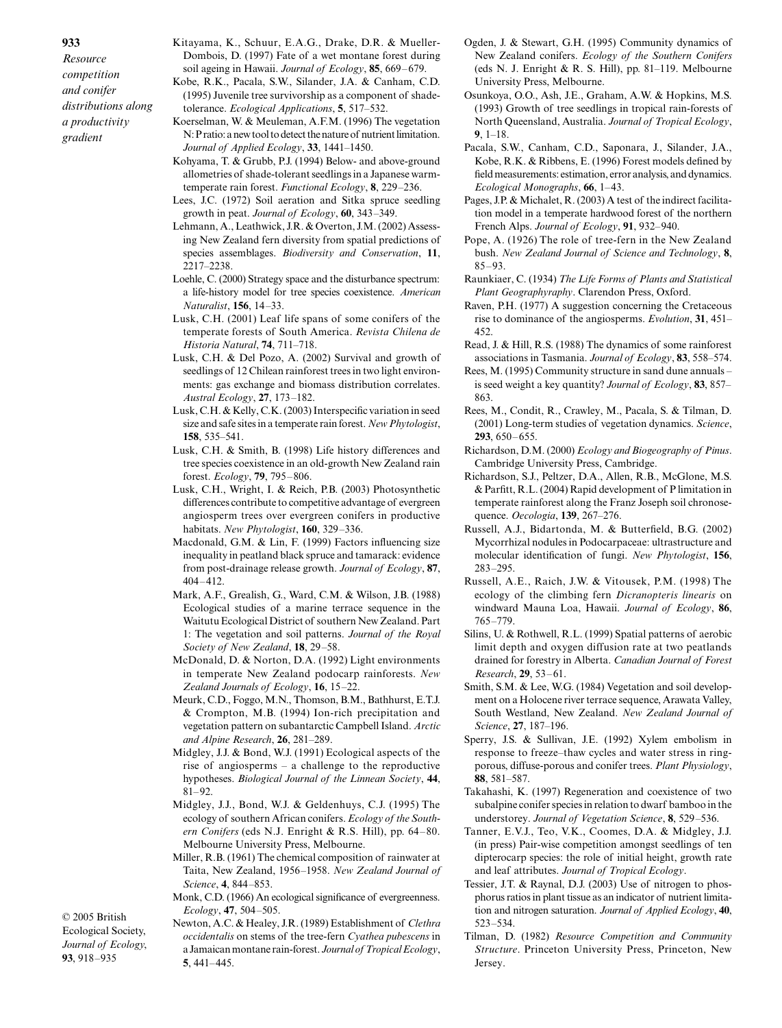Kitayama, K., Schuur, E.A.G., Drake, D.R. & Mueller-Dombois, D. (1997) Fate of a wet montane forest during soil ageing in Hawaii. *Journal of Ecology*, **85**, 669–679.

Kobe, R.K., Pacala, S.W., Silander, J.A. & Canham, C.D. (1995) Juvenile tree survivorship as a component of shade-tolerance. *Ecological Applications*, **5**, 517–532.

Koerselman, W. & Meuleman, A.F.M. (1996) The vegetation N:P ratio: a new tool to detect the nature of nutrient limitation. *Journal of Applied Ecology*, **33**, 1441–1450.

Kohyama, T. & Grubb, P.J. (1994) Below- and above-ground allometries of shade-tolerant seedlings in a Japanese warm-temperate rain forest. *Functional Ecology*, **8**, 229–236.

Lees, J.C. (1972) Soil aeration and Sitka spruce seedling growth in peat. *Journal of Ecology*, **60**, 343–349.

Lehmann, A., Leathwick, J.R. & Overton, J.M. (2002) Assessing New Zealand fern diversity from spatial predictions of species assemblages. *Biodiversity and Conservation*, **11**, 2217–2238.

Loehle, C. (2000) Strategy space and the disturbance spectrum: a life-history model for tree species coexistence. *American Naturalist*, **156**, 14–33.

Lusk, C.H. (2001) Leaf life spans of some conifers of the temperate forests of South America. *Revista Chilena de Historia Natural*, **74**, 711–718.

Lusk, C.H. & Del Pozo, A. (2002) Survival and growth of seedlings of 12 Chilean rainforest trees in two light environments: gas exchange and biomass distribution correlates. *Austral Ecology*, **27**, 173–182.

Lusk, C.H. & Kelly, C.K. (2003) Interspecific variation in seed size and safe sites in a temperate rain forest. *New Phytologist*, **158**, 535–541.

Lusk, C.H. & Smith, B. (1998) Life history differences and tree species coexistence in an old-growth New Zealand rain forest. *Ecology*, **79**, 795–806.

Lusk, C.H., Wright, I. & Reich, P.B. (2003) Photosynthetic differences contribute to competitive advantage of evergreen angiosperm trees over evergreen conifers in productive habitats. *New Phytologist*, **160**, 329–336.

Macdonald, G.M. & Lin, F. (1999) Factors influencing size inequality in peatland black spruce and tamarack: evidence from post-drainage release growth. *Journal of Ecology*, **87**, 404–412.

Mark, A.F., Grealish, G., Ward, C.M. & Wilson, J.B. (1988) Ecological studies of a marine terrace sequence in the Waitutu Ecological District of southern New Zealand. Part 1: The vegetation and soil patterns. *Journal of the Royal Society of New Zealand*, **18**, 29–58.

McDonald, D. & Norton, D.A. (1992) Light environments in temperate New Zealand podocarp rainforests. *New Zealand Journals of Ecology*, **16**, 15–22.

Meurk, C.D., Foggo, M.N., Thomson, B.M., Bathhurst, E.T.J. & Crompton, M.B. (1994) Ion-rich precipitation and vegetation pattern on subantarctic Campbell Island. *Arctic and Alpine Research*, **26**, 281–289.

Midgley, J.J. & Bond, W.J. (1991) Ecological aspects of the rise of angiosperms – a challenge to the reproductive hypotheses. *Biological Journal of the Linnean Society*, **44**, 81–92.

Midgley, J.J., Bond, W.J. & Geldenhuys, C.J. (1995) The ecology of southern African conifers. *Ecology of the Southern Conifers* (eds N.J. Enright & R.S. Hill), pp. 64–80. Melbourne University Press, Melbourne.

Miller, R.B. (1961) The chemical composition of rainwater at Taita, New Zealand, 1956–1958. *New Zealand Journal of Science*, **4**, 844–853.

Monk, C.D. (1966) An ecological significance of evergreenness. *Ecology*, **47**, 504–505.

Newton, A.C. & Healey, J.R. (1989) Establishment of *Clethra occidentalis* on stems of the tree-fern *Cyathea pubescens* in a Jamaican montane rain-forest. *Journal of Tropical Ecology*, **5**, 441–445.

Ogden, J. & Stewart, G.H. (1995) Community dynamics of New Zealand conifers. *Ecology of the Southern Conifers* (eds N. J. Enright & R. S. Hill), pp. 81–119. Melbourne University Press, Melbourne.

Osunkoya, O.O., Ash, J.E., Graham, A.W. & Hopkins, M.S. (1993) Growth of tree seedlings in tropical rain-forests of North Queensland, Australia. *Journal of Tropical Ecology*, **9**, 1–18.

Pacala, S.W., Canham, C.D., Saponara, J., Silander, J.A., Kobe, R.K. & Ribbens, E. (1996) Forest models defined by field measurements: estimation, error analysis, and dynamics. *Ecological Monographs*, **66**, 1–43.

Pages, J.P. & Michalet, R. (2003) A test of the indirect facilitation model in a temperate hardwood forest of the northern French Alps. *Journal of Ecology*, **91**, 932–940.

Pope, A. (1926) The role of tree-fern in the New Zealand bush. *New Zealand Journal of Science and Technology*, **8**, 85–93.

Raunkiaer, C. (1934) *The Life Forms of Plants and Statistical Plant Geographyraphy*. Clarendon Press, Oxford.

Raven, P.H. (1977) A suggestion concerning the Cretaceous rise to dominance of the angiosperms. *Evolution*, **31**, 451–452.

Read, J. & Hill, R.S. (1988) The dynamics of some rainforest associations in Tasmania. *Journal of Ecology*, **83**, 558–574.

Rees, M. (1995) Community structure in sand dune annuals – is seed weight a key quantity? *Journal of Ecology*, **83**, 857–863.

Rees, M., Condit, R., Crawley, M., Pacala, S. & Tilman, D. (2001) Long-term studies of vegetation dynamics. *Science*, **293**, 650–655.

Richardson, D.M. (2000) *Ecology and Biogeography of Pinus*. Cambridge University Press, Cambridge.

Richardson, S.J., Peltzer, D.A., Allen, R.B., McGlone, M.S. & Parfitt, R.L. (2004) Rapid development of P limitation in temperate rainforest along the Franz Joseph soil chronosequence. *Oecologia*, **139**, 267–276.

Russell, A.J., Bidartonda, M. & Butterfield, B.G. (2002) Mycorrhizal nodules in Podocarpaceae: ultrastructure and molecular identification of fungi. *New Phytologist*, **156**, 283–295.

Russell, A.E., Raich, J.W. & Vitousek, P.M. (1998) The ecology of the climbing fern *Dicranopteris linearis* on windward Mauna Loa, Hawaii. *Journal of Ecology*, **86**, 765–779.

Silins, U. & Rothwell, R.L. (1999) Spatial patterns of aerobic limit depth and oxygen diffusion rate at two peatlands drained for forestry in Alberta. *Canadian Journal of Forest Research*, **29**, 53–61.

Smith, S.M. & Lee, W.G. (1984) Vegetation and soil development on a Holocene river terrace sequence, Arawata Valley, South Westland, New Zealand. *New Zealand Journal of Science*, **27**, 187–196.

Sperry, J.S. & Sullivan, J.E. (1992) Xylem embolism in response to freeze–thaw cycles and water stress in ring-porous, diffuse-porous and conifer trees. *Plant Physiology*, **88**, 581–587.

Takahashi, K. (1997) Regeneration and coexistence of two subalpine conifer species in relation to dwarf bamboo in the understorey. *Journal of Vegetation Science*, **8**, 529–536.

Tanner, E.V.J., Teo, V.K., Coomes, D.A. & Midgley, J.J. (in press) Pair-wise competition amongst seedlings of ten dipterocarp species: the role of initial height, growth rate and leaf attributes. *Journal of Tropical Ecology*.

Tessier, J.T. & Raynal, D.J. (2003) Use of nitrogen to phosphorus ratios in plant tissue as an indicator of nutrient limitation and nitrogen saturation. *Journal of Applied Ecology*, **40**, 523–534.

Tilman, D. (1982) *Resource Competition and Community Structure*. Princeton University Press, Princeton, New Jersey.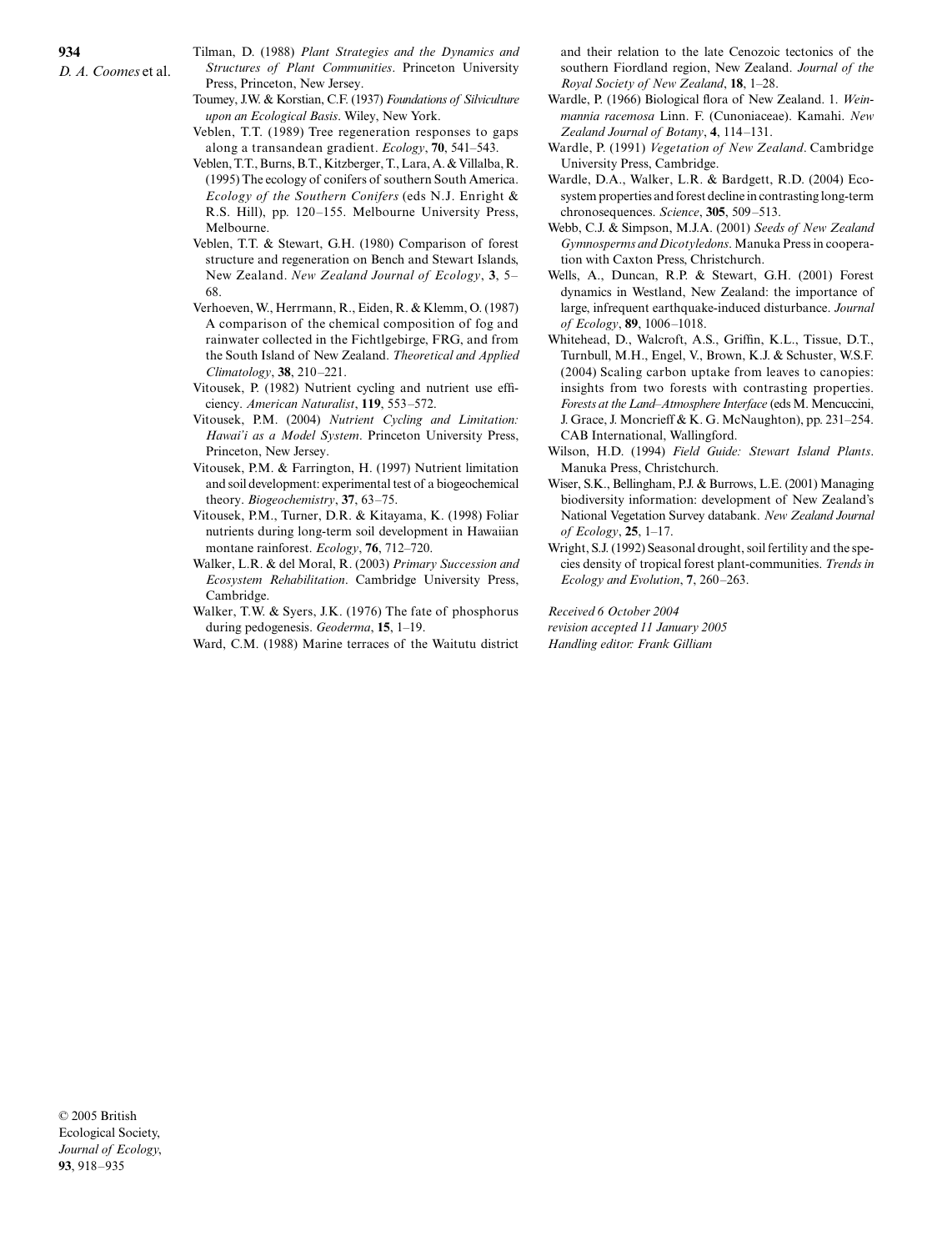Tilman, D. (1988) *Plant Strategies and the Dynamics and Structures of Plant Communities*. Princeton University Press, Princeton, New Jersey.

Toumey, J.W. & Korstian, C.F. (1937) *Foundations of Silviculture upon an Ecological Basis*. Wiley, New York.

Veblen, T.T. (1989) Tree regeneration responses to gaps along a transandean gradient. *Ecology*, **70**, 541–543.

Veblen, T.T., Burns, B.T., Kitzberger, T., Lara, A. & Villalba, R. (1995) The ecology of conifers of southern South America. *Ecology of the Southern Conifers* (eds N.J. Enright & R.S. Hill), pp. 120–155. Melbourne University Press, Melbourne.

Veblen, T.T. & Stewart, G.H. (1980) Comparison of forest structure and regeneration on Bench and Stewart Islands, New Zealand. *New Zealand Journal of Ecology*, **3**, 5–68.

Verhoeven, W., Herrmann, R., Eiden, R. & Klemm, O. (1987) A comparison of the chemical composition of fog and rainwater collected in the Fichtlgebirge, FRG, and from the South Island of New Zealand. *Theoretical and Applied Climatology*, **38**, 210–221.

Vitousek, P. (1982) Nutrient cycling and nutrient use efficiency. *American Naturalist*, **119**, 553–572.

Vitousek, P.M. (2004) *Nutrient Cycling and Limitation: Hawai'i as a Model System*. Princeton University Press, Princeton, New Jersey.

Vitousek, P.M. & Farrington, H. (1997) Nutrient limitation and soil development: experimental test of a biogeochemical theory. *Biogeochemistry*, **37**, 63–75.

Vitousek, P.M., Turner, D.R. & Kitayama, K. (1998) Foliar nutrients during long-term soil development in Hawaiian montane rainforest. *Ecology*, **76**, 712–720.

Walker, L.R. & del Moral, R. (2003) *Primary Succession and Ecosystem Rehabilitation*. Cambridge University Press, Cambridge.

Walker, T.W. & Syers, J.K. (1976) The fate of phosphorus during pedogenesis. *Geoderma*, **15**, 1–19.

Ward, C.M. (1988) Marine terraces of the Waitutu district and their relation to the late Cenozoic tectonics of the southern Fiordland region, New Zealand. *Journal of the Royal Society of New Zealand*, **18**, 1–28.

Wardle, P. (1966) Biological flora of New Zealand. 1. *Weinmannia racemosa* Linn. F. (Cunoniaceae). Kamahi. *New Zealand Journal of Botany*, **4**, 114–131.

Wardle, P. (1991) *Vegetation of New Zealand*. Cambridge University Press, Cambridge.

Wardle, D.A., Walker, L.R. & Bardgett, R.D. (2004) Ecosystem properties and forest decline in contrasting long-term chronosequences. *Science*, **305**, 509–513.

Webb, C.J. & Simpson, M.J.A. (2001) *Seeds of New Zealand Gymnosperms and Dicotyledons*. Manuka Press in cooperation with Caxton Press, Christchurch.

Wells, A., Duncan, R.P. & Stewart, G.H. (2001) Forest dynamics in Westland, New Zealand: the importance of large, infrequent earthquake-induced disturbance. *Journal of Ecology*, **89**, 1006–1018.

Whitehead, D., Walcroft, A.S., Griffin, K.L., Tissue, D.T., Turnbull, M.H., Engel, V., Brown, K.J. & Schuster, W.S.F. (2004) Scaling carbon uptake from leaves to canopies: insights from two forests with contrasting properties. *Forests at the Land–Atmosphere Interface* (eds M. Mencuccini, J. Grace, J. Moncrieff & K. G. McNaughton), pp. 231–254. CAB International, Wallingford.

Wilson, H.D. (1994) *Field Guide: Stewart Island Plants*. Manuka Press, Christchurch.

Wiser, S.K., Bellingham, P.J. & Burrows, L.E. (2001) Managing biodiversity information: development of New Zealand's National Vegetation Survey databank. *New Zealand Journal of Ecology*, **25**, 1–17.

Wright, S.J. (1992) Seasonal drought, soil fertility and the species density of tropical forest plant-communities. *Trends in Ecology and Evolution*, **7**, 260–263.

*Received 6 October 2004*
*revision accepted 11 January 2005*
*Handling editor: Frank Gilliam*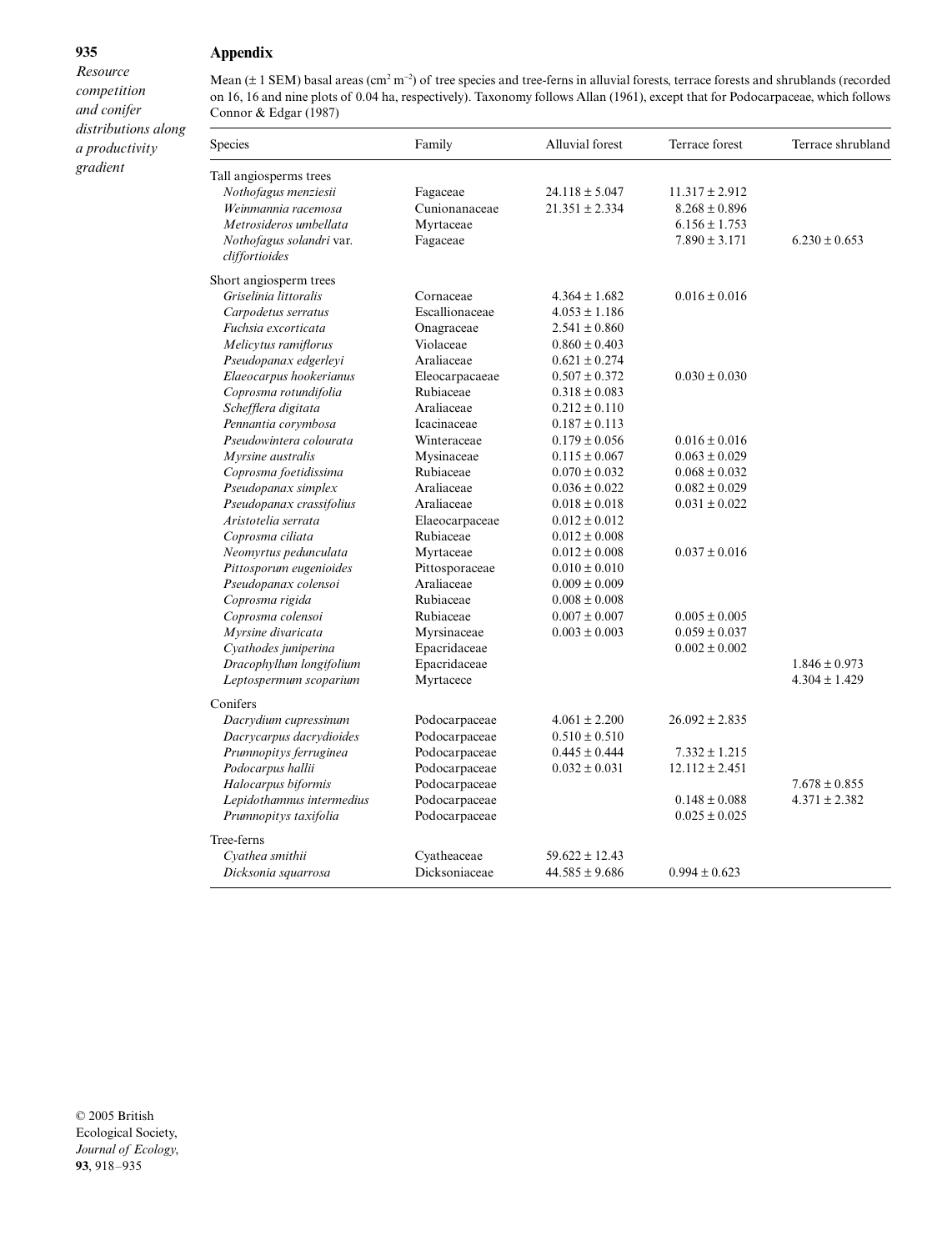## Appendix

Mean (± 1 SEM) basal areas ($cm^2\ m^{-2}$) of tree species and tree-ferns in alluvial forests, terrace forests and shrublands (recorded on 16, 16 and nine plots of 0.04 ha, respectively). Taxonomy follows Allan (1961), except that for Podocarpaceae, which follows Connor & Edgar (1987)

| Species | Family | Alluvial forest | Terrace forest | Terrace shrubland |
|---|---|---|---|---|
| Tall angiosperms trees | | | | |
| *Nothofagus menziesii* | Fagaceae | 24.118 ± 5.047 | 11.317 ± 2.912 | |
| *Weinmannia racemosa* | Cunionanaceae | 21.351 ± 2.334 | 8.268 ± 0.896 | |
| *Metrosideros umbellata* | Myrtaceae | | 6.156 ± 1.753 | |
| *Nothofagus solandri* var. *cliffortioides* | Fagaceae | | 7.890 ± 3.171 | 6.230 ± 0.653 |
| Short angiosperm trees | | | | |
| *Griselinia littoralis* | Cornaceae | 4.364 ± 1.682 | 0.016 ± 0.016 | |
| *Carpodetus serratus* | Escallionaceae | 4.053 ± 1.186 | | |
| *Fuchsia excorticata* | Onagraceae | 2.541 ± 0.860 | | |
| *Melicytus ramiflorus* | Violaceae | 0.860 ± 0.403 | | |
| *Pseudopanax edgerleyi* | Araliaceae | 0.621 ± 0.274 | | |
| *Elaeocarpus hookerianus* | Eleocarpacaeae | 0.507 ± 0.372 | 0.030 ± 0.030 | |
| *Coprosma rotundifolia* | Rubiaceae | 0.318 ± 0.083 | | |
| *Schefflera digitata* | Araliaceae | 0.212 ± 0.110 | | |
| *Pennantia corymbosa* | Icacinaceae | 0.187 ± 0.113 | | |
| *Pseudowintera colourata* | Winteraceae | 0.179 ± 0.056 | 0.016 ± 0.016 | |
| *Myrsine australis* | Mysinaceae | 0.115 ± 0.067 | 0.063 ± 0.029 | |
| *Coprosma foetidissima* | Rubiaceae | 0.070 ± 0.032 | 0.068 ± 0.032 | |
| *Pseudopanax simplex* | Araliaceae | 0.036 ± 0.022 | 0.082 ± 0.029 | |
| *Pseudopanax crassifolius* | Araliaceae | 0.018 ± 0.018 | 0.031 ± 0.022 | |
| *Aristotelia serrata* | Elaeocarpaceae | 0.012 ± 0.012 | | |
| *Coprosma ciliata* | Rubiaceae | 0.012 ± 0.008 | | |
| *Neomyrtus pedunculata* | Myrtaceae | 0.012 ± 0.008 | 0.037 ± 0.016 | |
| *Pittosporum eugenioides* | Pittosporaceae | 0.010 ± 0.010 | | |
| *Pseudopanax colensoi* | Araliaceae | 0.009 ± 0.009 | | |
| *Coprosma rigida* | Rubiaceae | 0.008 ± 0.008 | | |
| *Coprosma colensoi* | Rubiaceae | 0.007 ± 0.007 | 0.005 ± 0.005 | |
| *Myrsine divaricata* | Myrsinaceae | 0.003 ± 0.003 | 0.059 ± 0.037 | |
| *Cyathodes juniperina* | Epacridaceae | | 0.002 ± 0.002 | |
| *Dracophyllum longifolium* | Epacridaceae | | | 1.846 ± 0.973 |
| *Leptospermum scoparium* | Myrtacece | | | 4.304 ± 1.429 |
| Conifers | | | | |
| *Dacrydium cupressinum* | Podocarpaceae | 4.061 ± 2.200 | 26.092 ± 2.835 | |
| *Dacrycarpus dacrydioides* | Podocarpaceae | 0.510 ± 0.510 | | |
| *Prumnopitys ferruginea* | Podocarpaceae | 0.445 ± 0.444 | 7.332 ± 1.215 | |
| *Podocarpus hallii* | Podocarpaceae | 0.032 ± 0.031 | 12.112 ± 2.451 | |
| *Halocarpus biformis* | Podocarpaceae | | | 7.678 ± 0.855 |
| *Lepidothamnus intermedius* | Podocarpaceae | | 0.148 ± 0.088 | 4.371 ± 2.382 |
| *Prumnopitys taxifolia* | Podocarpaceae | | 0.025 ± 0.025 | |
| Tree-ferns | | | | |
| *Cyathea smithii* | Cyatheaceae | 59.622 ± 12.43 | | |
| *Dicksonia squarrosa* | Dicksoniaceae | 44.585 ± 9.686 | 0.994 ± 0.623 | |